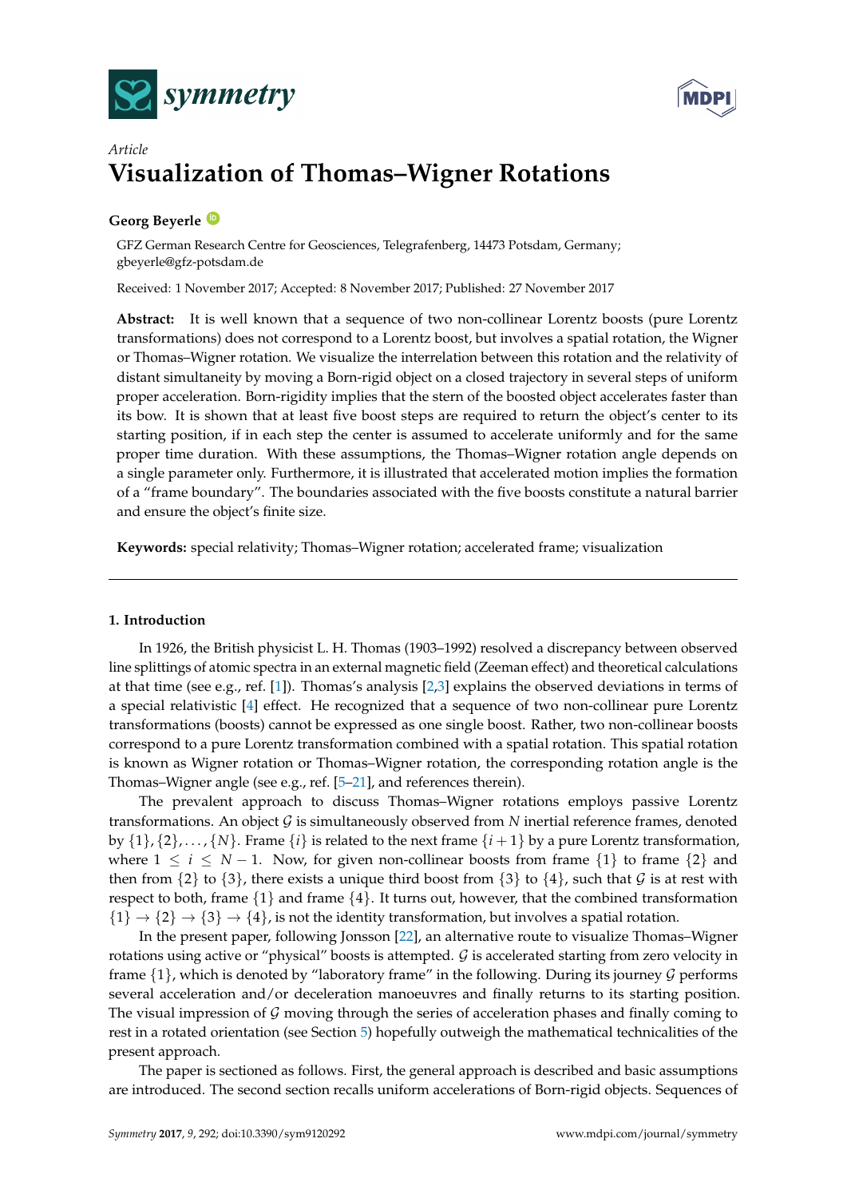*Article*

# Visualization of Thomas–Wigner Rotations

**Georg Beyerle**

GFZ German Research Centre for Geosciences, Telegrafenberg, 14473 Potsdam, Germany; gbeyerle@gfz-potsdam.de

Received: 1 November 2017; Accepted: 8 November 2017; Published: 27 November 2017

**Abstract:** It is well known that a sequence of two non-collinear Lorentz boosts (pure Lorentz transformations) does not correspond to a Lorentz boost, but involves a spatial rotation, the Wigner or Thomas–Wigner rotation. We visualize the interrelation between this rotation and the relativity of distant simultaneity by moving a Born-rigid object on a closed trajectory in several steps of uniform proper acceleration. Born-rigidity implies that the stern of the boosted object accelerates faster than its bow. It is shown that at least five boost steps are required to return the object's center to its starting position, if in each step the center is assumed to accelerate uniformly and for the same proper time duration. With these assumptions, the Thomas–Wigner rotation angle depends on a single parameter only. Furthermore, it is illustrated that accelerated motion implies the formation of a "frame boundary". The boundaries associated with the five boosts constitute a natural barrier and ensure the object's finite size.

**Keywords:** special relativity; Thomas–Wigner rotation; accelerated frame; visualization

---

## 1. Introduction

In 1926, the British physicist L. H. Thomas (1903–1992) resolved a discrepancy between observed line splittings of atomic spectra in an external magnetic field (Zeeman effect) and theoretical calculations at that time (see e.g., ref. [1]). Thomas's analysis [2,3] explains the observed deviations in terms of a special relativistic [4] effect. He recognized that a sequence of two non-collinear pure Lorentz transformations (boosts) cannot be expressed as one single boost. Rather, two non-collinear boosts correspond to a pure Lorentz transformation combined with a spatial rotation. This spatial rotation is known as Wigner rotation or Thomas–Wigner rotation, the corresponding rotation angle is the Thomas–Wigner angle (see e.g., ref. [5–21], and references therein).

The prevalent approach to discuss Thomas–Wigner rotations employs passive Lorentz transformations. An object $\mathcal{G}$ is simultaneously observed from $N$ inertial reference frames, denoted by $\{1\}, \{2\}, \ldots, \{N\}$. Frame $\{i\}$ is related to the next frame $\{i+1\}$ by a pure Lorentz transformation, where $1 \leq i \leq N-1$. Now, for given non-collinear boosts from frame $\{1\}$ to frame $\{2\}$ and then from $\{2\}$ to $\{3\}$, there exists a unique third boost from $\{3\}$ to $\{4\}$, such that $\mathcal{G}$ is at rest with respect to both, frame $\{1\}$ and frame $\{4\}$. It turns out, however, that the combined transformation $\{1\} \to \{2\} \to \{3\} \to \{4\}$, is not the identity transformation, but involves a spatial rotation.

In the present paper, following Jonsson [22], an alternative route to visualize Thomas–Wigner rotations using active or "physical" boosts is attempted. $\mathcal{G}$ is accelerated starting from zero velocity in frame $\{1\}$, which is denoted by "laboratory frame" in the following. During its journey $\mathcal{G}$ performs several acceleration and/or deceleration manoeuvres and finally returns to its starting position. The visual impression of $\mathcal{G}$ moving through the series of acceleration phases and finally coming to rest in a rotated orientation (see Section 5) hopefully outweigh the mathematical technicalities of the present approach.

The paper is sectioned as follows. First, the general approach is described and basic assumptions are introduced. The second section recalls uniform accelerations of Born-rigid objects. Sequences of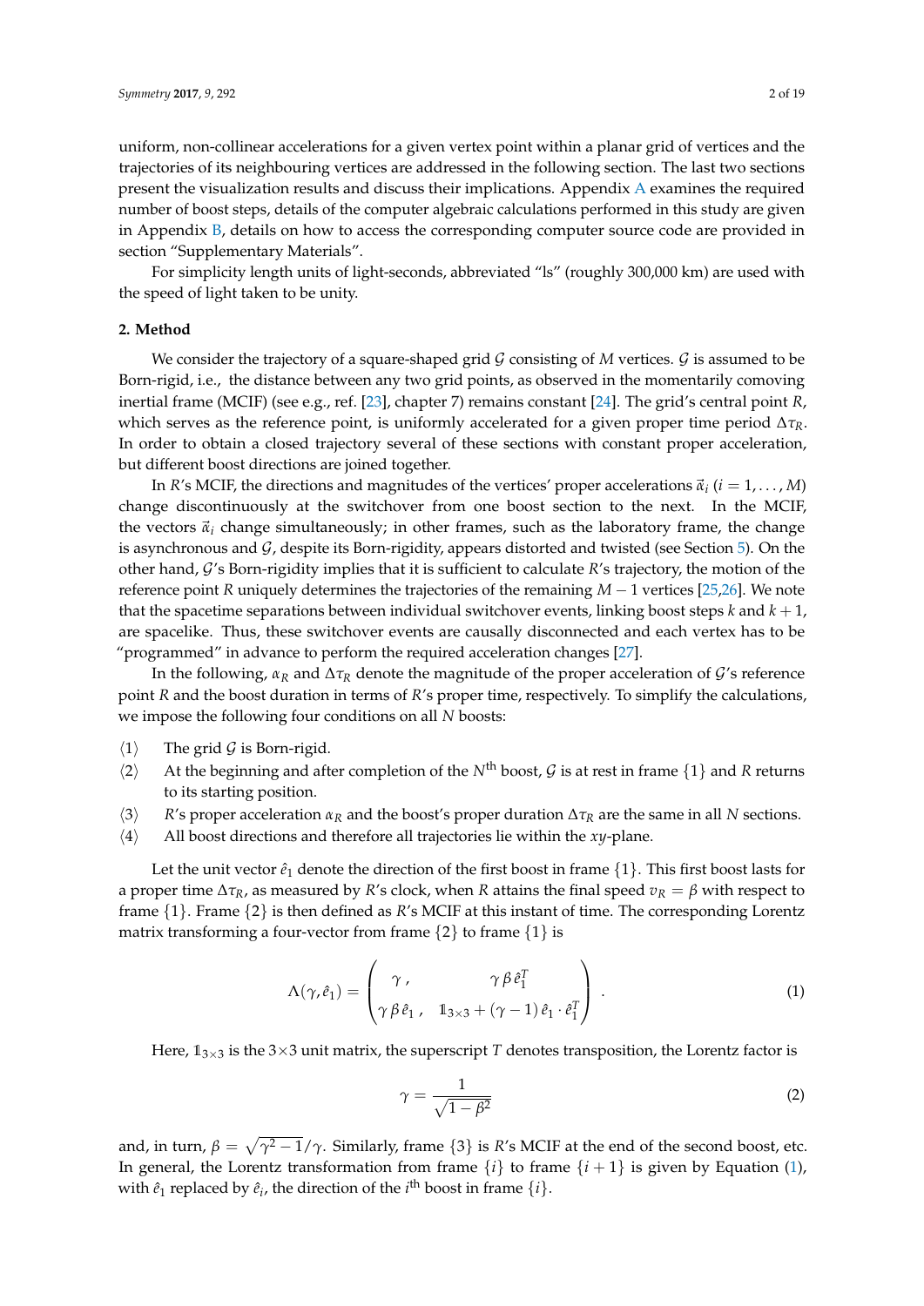uniform, non-collinear accelerations for a given vertex point within a planar grid of vertices and the trajectories of its neighbouring vertices are addressed in the following section. The last two sections present the visualization results and discuss their implications. Appendix A examines the required number of boost steps, details of the computer algebraic calculations performed in this study are given in Appendix B, details on how to access the corresponding computer source code are provided in section "Supplementary Materials".

For simplicity length units of light-seconds, abbreviated "ls" (roughly 300,000 km) are used with the speed of light taken to be unity.

## 2. Method

We consider the trajectory of a square-shaped grid $\mathcal{G}$ consisting of $M$ vertices. $\mathcal{G}$ is assumed to be Born-rigid, i.e., the distance between any two grid points, as observed in the momentarily comoving inertial frame (MCIF) (see e.g., ref. [23], chapter 7) remains constant [24]. The grid's central point $R$, which serves as the reference point, is uniformly accelerated for a given proper time period $\Delta\tau_R$. In order to obtain a closed trajectory several of these sections with constant proper acceleration, but different boost directions are joined together.

In $R$'s MCIF, the directions and magnitudes of the vertices' proper accelerations $\vec{\alpha}_i$ ($i = 1, \ldots, M$) change discontinuously at the switchover from one boost section to the next. In the MCIF, the vectors $\vec{\alpha}_i$ change simultaneously; in other frames, such as the laboratory frame, the change is asynchronous and $\mathcal{G}$, despite its Born-rigidity, appears distorted and twisted (see Section 5). On the other hand, $\mathcal{G}$'s Born-rigidity implies that it is sufficient to calculate $R$'s trajectory, the motion of the reference point $R$ uniquely determines the trajectories of the remaining $M-1$ vertices [25,26]. We note that the spacetime separations between individual switchover events, linking boost steps $k$ and $k+1$, are spacelike. Thus, these switchover events are causally disconnected and each vertex has to be "programmed" in advance to perform the required acceleration changes [27].

In the following, $\alpha_R$ and $\Delta\tau_R$ denote the magnitude of the proper acceleration of $\mathcal{G}$'s reference point $R$ and the boost duration in terms of $R$'s proper time, respectively. To simplify the calculations, we impose the following four conditions on all $N$ boosts:

⟨1⟩ The grid $\mathcal{G}$ is Born-rigid.

⟨2⟩ At the beginning and after completion of the $N^{\text{th}}$ boost, $\mathcal{G}$ is at rest in frame $\{1\}$ and $R$ returns to its starting position.

⟨3⟩ $R$'s proper acceleration $\alpha_R$ and the boost's proper duration $\Delta\tau_R$ are the same in all $N$ sections.

⟨4⟩ All boost directions and therefore all trajectories lie within the $xy$-plane.

Let the unit vector $\hat{e}_1$ denote the direction of the first boost in frame $\{1\}$. This first boost lasts for a proper time $\Delta\tau_R$, as measured by $R$'s clock, when $R$ attains the final speed $v_R = \beta$ with respect to frame $\{1\}$. Frame $\{2\}$ is then defined as $R$'s MCIF at this instant of time. The corresponding Lorentz matrix transforming a four-vector from frame $\{2\}$ to frame $\{1\}$ is

$$
\Lambda(\gamma, \hat{e}_1) = \begin{pmatrix} \gamma\,, & \gamma\,\beta\,\hat{e}_1^T \\ \gamma\,\beta\,\hat{e}_1\,, & \mathbb{1}_{3\times3} + (\gamma - 1)\,\hat{e}_1 \cdot \hat{e}_1^T \end{pmatrix} . \tag{1}
$$

Here, $\mathbb{1}_{3\times3}$ is the $3\times3$ unit matrix, the superscript $T$ denotes transposition, the Lorentz factor is

$$
\gamma = \frac{1}{\sqrt{1-\beta^2}} \tag{2}
$$

and, in turn, $\beta = \sqrt{\gamma^2 - 1}/\gamma$. Similarly, frame $\{3\}$ is $R$'s MCIF at the end of the second boost, etc. In general, the Lorentz transformation from frame $\{i\}$ to frame $\{i+1\}$ is given by Equation (1), with $\hat{e}_1$ replaced by $\hat{e}_i$, the direction of the $i^{\text{th}}$ boost in frame $\{i\}$.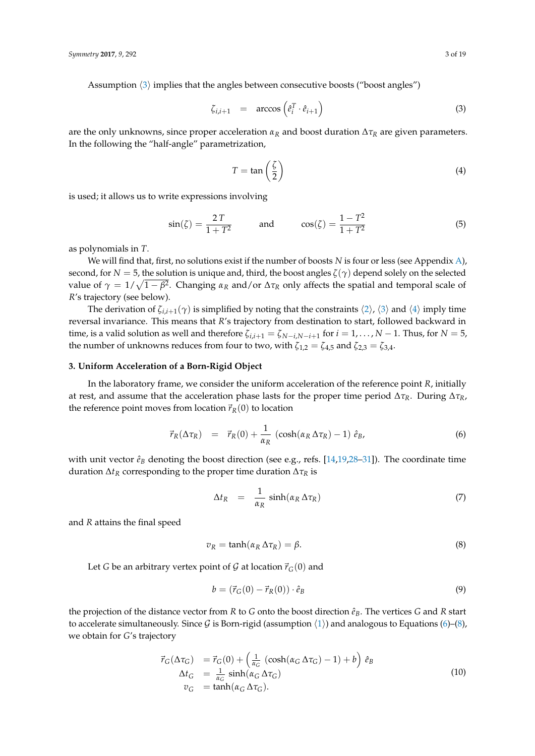Assumption ⟨3⟩ implies that the angles between consecutive boosts ("boost angles")

$$\zeta_{i,i+1} \quad = \quad \arccos\left(\hat{e}_i^T \cdot \hat{e}_{i+1}\right) \tag{3}$$

are the only unknowns, since proper acceleration $\alpha_R$ and boost duration $\Delta\tau_R$ are given parameters. In the following the "half-angle" parametrization,

$$T = \tan\left(\frac{\zeta}{2}\right) \tag{4}$$

is used; it allows us to write expressions involving

$$\sin(\zeta) = \frac{2\,T}{1+T^2} \qquad \text{and} \qquad \cos(\zeta) = \frac{1-T^2}{1+T^2} \tag{5}$$

as polynomials in $T$.

We will find that, first, no solutions exist if the number of boosts $N$ is four or less (see Appendix A), second, for $N = 5$, the solution is unique and, third, the boost angles $\zeta(\gamma)$ depend solely on the selected value of $\gamma = 1/\sqrt{1-\beta^2}$. Changing $\alpha_R$ and/or $\Delta\tau_R$ only affects the spatial and temporal scale of $R$'s trajectory (see below).

The derivation of $\zeta_{i,i+1}(\gamma)$ is simplified by noting that the constraints ⟨2⟩, ⟨3⟩ and ⟨4⟩ imply time reversal invariance. This means that $R$'s trajectory from destination to start, followed backward in time, is a valid solution as well and therefore $\zeta_{i,i+1} = \zeta_{N-i,N-i+1}$ for $i = 1, \ldots, N-1$. Thus, for $N = 5$, the number of unknowns reduces from four to two, with $\zeta_{1,2} = \zeta_{4,5}$ and $\zeta_{2,3} = \zeta_{3,4}$.

## 3. Uniform Acceleration of a Born-Rigid Object

In the laboratory frame, we consider the uniform acceleration of the reference point $R$, initially at rest, and assume that the acceleration phase lasts for the proper time period $\Delta\tau_R$. During $\Delta\tau_R$, the reference point moves from location $\vec{r}_R(0)$ to location

$$\vec{r}_R(\Delta\tau_R) \quad = \quad \vec{r}_R(0) + \frac{1}{\alpha_R}\,\left(\cosh(\alpha_R\,\Delta\tau_R) - 1\right)\,\hat{e}_B, \tag{6}$$

with unit vector $\hat{e}_B$ denoting the boost direction (see e.g., refs. [14,19,28–31]). The coordinate time duration $\Delta t_R$ corresponding to the proper time duration $\Delta\tau_R$ is

$$\Delta t_R \quad = \quad \frac{1}{\alpha_R}\,\sinh(\alpha_R\,\Delta\tau_R) \tag{7}$$

and $R$ attains the final speed

$$v_R = \tanh(\alpha_R\,\Delta\tau_R) = \beta. \tag{8}$$

Let $G$ be an arbitrary vertex point of $\mathcal{G}$ at location $\vec{r}_G(0)$ and

$$b = \left(\vec{r}_G(0) - \vec{r}_R(0)\right) \cdot \hat{e}_B \tag{9}$$

the projection of the distance vector from $R$ to $G$ onto the boost direction $\hat{e}_B$. The vertices $G$ and $R$ start to accelerate simultaneously. Since $\mathcal{G}$ is Born-rigid (assumption ⟨1⟩) and analogous to Equations (6)–(8), we obtain for $G$'s trajectory

$$\begin{aligned}
\vec{r}_G(\Delta\tau_G) &= \vec{r}_G(0) + \left(\tfrac{1}{\alpha_G}\,\left(\cosh(\alpha_G\,\Delta\tau_G) - 1\right) + b\right)\,\hat{e}_B \\
\Delta t_G &= \tfrac{1}{\alpha_G}\,\sinh(\alpha_G\,\Delta\tau_G) \\
v_G &= \tanh(\alpha_G\,\Delta\tau_G).
\end{aligned} \tag{10}$$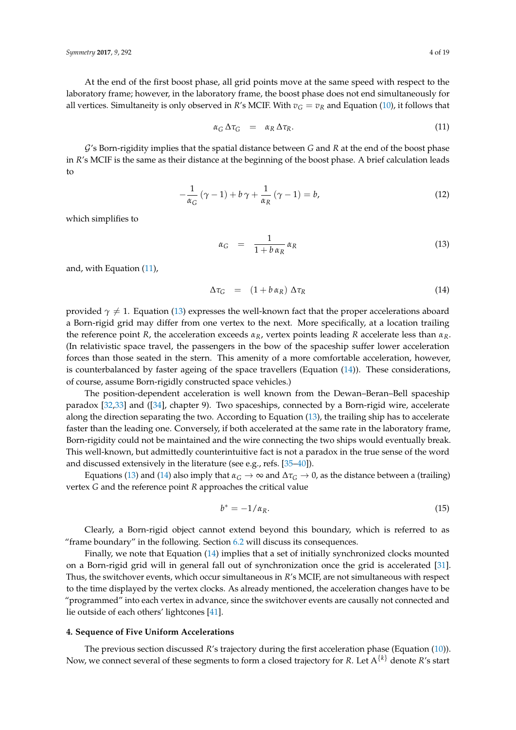At the end of the first boost phase, all grid points move at the same speed with respect to the laboratory frame; however, in the laboratory frame, the boost phase does not end simultaneously for all vertices. Simultaneity is only observed in $R$'s MCIF. With $v_G = v_R$ and Equation (10), it follows that

$$\alpha_G \, \Delta\tau_G \quad = \quad \alpha_R \, \Delta\tau_R. \tag{11}$$

$\mathcal{G}$'s Born-rigidity implies that the spatial distance between $G$ and $R$ at the end of the boost phase in $R$'s MCIF is the same as their distance at the beginning of the boost phase. A brief calculation leads to

$$-\frac{1}{\alpha_G}\,(\gamma - 1) + b\,\gamma + \frac{1}{\alpha_R}\,(\gamma - 1) = b, \tag{12}$$

which simplifies to

$$\alpha_G \quad = \quad \frac{1}{1 + b\,\alpha_R}\,\alpha_R \tag{13}$$

and, with Equation (11),

$$\Delta\tau_G \quad = \quad (1 + b\,\alpha_R)\;\Delta\tau_R \tag{14}$$

provided $\gamma \neq 1$. Equation (13) expresses the well-known fact that the proper accelerations aboard a Born-rigid grid may differ from one vertex to the next. More specifically, at a location trailing the reference point $R$, the acceleration exceeds $\alpha_R$, vertex points leading $R$ accelerate less than $\alpha_R$. (In relativistic space travel, the passengers in the bow of the spaceship suffer lower acceleration forces than those seated in the stern. This amenity of a more comfortable acceleration, however, is counterbalanced by faster ageing of the space travellers (Equation (14)). These considerations, of course, assume Born-rigidly constructed space vehicles.)

The position-dependent acceleration is well known from the Dewan–Beran–Bell spaceship paradox [32,33] and ([34], chapter 9). Two spaceships, connected by a Born-rigid wire, accelerate along the direction separating the two. According to Equation (13), the trailing ship has to accelerate faster than the leading one. Conversely, if both accelerated at the same rate in the laboratory frame, Born-rigidity could not be maintained and the wire connecting the two ships would eventually break. This well-known, but admittedly counterintuitive fact is not a paradox in the true sense of the word and discussed extensively in the literature (see e.g., refs. [35–40]).

Equations (13) and (14) also imply that $\alpha_G \to \infty$ and $\Delta\tau_G \to 0$, as the distance between a (trailing) vertex $G$ and the reference point $R$ approaches the critical value

$$b^* = -1/\alpha_R. \tag{15}$$

Clearly, a Born-rigid object cannot extend beyond this boundary, which is referred to as "frame boundary" in the following. Section 6.2 will discuss its consequences.

Finally, we note that Equation (14) implies that a set of initially synchronized clocks mounted on a Born-rigid grid will in general fall out of synchronization once the grid is accelerated [31]. Thus, the switchover events, which occur simultaneous in $R$'s MCIF, are not simultaneous with respect to the time displayed by the vertex clocks. As already mentioned, the acceleration changes have to be "programmed" into each vertex in advance, since the switchover events are causally not connected and lie outside of each others' lightcones [41].

#### 4. Sequence of Five Uniform Accelerations

The previous section discussed $R$'s trajectory during the first acceleration phase (Equation (10)). Now, we connect several of these segments to form a closed trajectory for $R$. Let $\mathrm{A}^{\{k\}}$ denote $R$'s start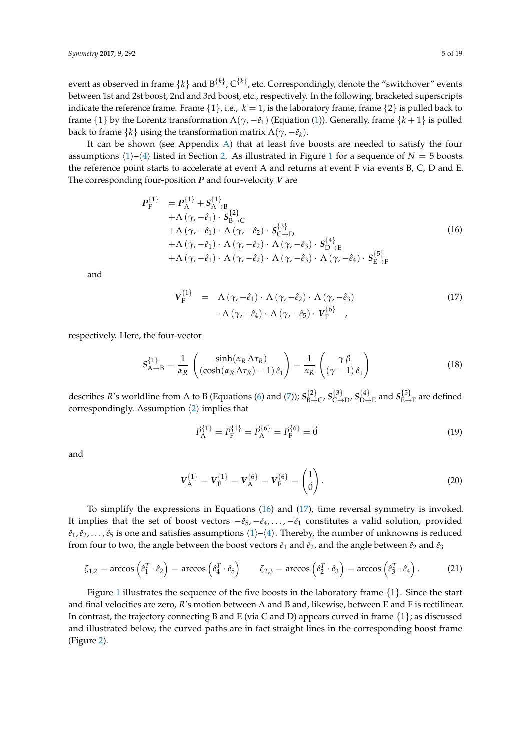event as observed in frame $\{k\}$ and $\mathrm{B}^{\{k\}}$, $\mathrm{C}^{\{k\}}$, etc. Correspondingly, denote the "switchover" events between 1st and 2st boost, 2nd and 3rd boost, etc., respectively. In the following, bracketed superscripts indicate the reference frame. Frame $\{1\}$, i.e., $k = 1$, is the laboratory frame, frame $\{2\}$ is pulled back to frame $\{1\}$ by the Lorentz transformation $\Lambda(\gamma, -\hat{e}_1)$ (Equation (1)). Generally, frame $\{k+1\}$ is pulled back to frame $\{k\}$ using the transformation matrix $\Lambda(\gamma, -\hat{e}_k)$.

It can be shown (see Appendix A) that at least five boosts are needed to satisfy the four assumptions $\langle 1 \rangle$–$\langle 4 \rangle$ listed in Section 2. As illustrated in Figure 1 for a sequence of $N = 5$ boosts the reference point starts to accelerate at event A and returns at event F via events B, C, D and E. The corresponding four-position $\boldsymbol{P}$ and four-velocity $\boldsymbol{V}$ are

$$
\begin{aligned}
\boldsymbol{P}_{\mathrm{F}}^{\{1\}} &= \boldsymbol{P}_{\mathrm{A}}^{\{1\}} + \boldsymbol{S}_{\mathrm{A}\to\mathrm{B}}^{\{1\}} \\
&+ \Lambda(\gamma, -\hat{e}_1) \cdot \boldsymbol{S}_{\mathrm{B}\to\mathrm{C}}^{\{2\}} \\
&+ \Lambda(\gamma, -\hat{e}_1) \cdot \Lambda(\gamma, -\hat{e}_2) \cdot \boldsymbol{S}_{\mathrm{C}\to\mathrm{D}}^{\{3\}} \\
&+ \Lambda(\gamma, -\hat{e}_1) \cdot \Lambda(\gamma, -\hat{e}_2) \cdot \Lambda(\gamma, -\hat{e}_3) \cdot \boldsymbol{S}_{\mathrm{D}\to\mathrm{E}}^{\{4\}} \\
&+ \Lambda(\gamma, -\hat{e}_1) \cdot \Lambda(\gamma, -\hat{e}_2) \cdot \Lambda(\gamma, -\hat{e}_3) \cdot \Lambda(\gamma, -\hat{e}_4) \cdot \boldsymbol{S}_{\mathrm{E}\to\mathrm{F}}^{\{5\}}
\end{aligned}
\tag{16}
$$

and

$$
\begin{aligned}
\boldsymbol{V}_{\mathrm{F}}^{\{1\}} \quad = \quad & \Lambda(\gamma, -\hat{e}_1) \cdot \Lambda(\gamma, -\hat{e}_2) \cdot \Lambda(\gamma, -\hat{e}_3) \\
& \cdot \Lambda(\gamma, -\hat{e}_4) \cdot \Lambda(\gamma, -\hat{e}_5) \cdot \boldsymbol{V}_{\mathrm{F}}^{\{6\}} \quad ,
\end{aligned}
\tag{17}
$$

respectively. Here, the four-vector

$$
\boldsymbol{S}_{\mathrm{A}\to\mathrm{B}}^{\{1\}} = \frac{1}{\alpha_R} \begin{pmatrix} \sinh(\alpha_R \, \Delta\tau_R) \\ (\cosh(\alpha_R \, \Delta\tau_R) - 1) \, \hat{e}_1 \end{pmatrix} = \frac{1}{\alpha_R} \begin{pmatrix} \gamma \, \beta \\ (\gamma - 1) \, \hat{e}_1 \end{pmatrix}
\tag{18}
$$

describes $R$'s worldline from A to B (Equations (6) and (7)); $\boldsymbol{S}_{\mathrm{B}\to\mathrm{C}}^{\{2\}}$, $\boldsymbol{S}_{\mathrm{C}\to\mathrm{D}}^{\{3\}}$, $\boldsymbol{S}_{\mathrm{D}\to\mathrm{E}}^{\{4\}}$ and $\boldsymbol{S}_{\mathrm{E}\to\mathrm{F}}^{\{5\}}$ are defined correspondingly. Assumption $\langle 2 \rangle$ implies that

$$
\vec{P}_{\mathrm{A}}^{\{1\}} = \vec{P}_{\mathrm{F}}^{\{1\}} = \vec{P}_{\mathrm{A}}^{\{6\}} = \vec{P}_{\mathrm{F}}^{\{6\}} = \vec{0}
\tag{19}
$$

and

$$
\boldsymbol{V}_{\mathrm{A}}^{\{1\}} = \boldsymbol{V}_{\mathrm{F}}^{\{1\}} = \boldsymbol{V}_{\mathrm{A}}^{\{6\}} = \boldsymbol{V}_{\mathrm{F}}^{\{6\}} = \begin{pmatrix} 1 \\ \vec{0} \end{pmatrix}.
\tag{20}
$$

To simplify the expressions in Equations (16) and (17), time reversal symmetry is invoked. It implies that the set of boost vectors $-\hat{e}_5, -\hat{e}_4, \ldots, -\hat{e}_1$ constitutes a valid solution, provided $\hat{e}_1, \hat{e}_2, \ldots, \hat{e}_5$ is one and satisfies assumptions $\langle 1 \rangle$–$\langle 4 \rangle$. Thereby, the number of unknowns is reduced from four to two, the angle between the boost vectors $\hat{e}_1$ and $\hat{e}_2$, and the angle between $\hat{e}_2$ and $\hat{e}_3$

$$
\zeta_{1,2} = \arccos\left(\hat{e}_1^T \cdot \hat{e}_2\right) = \arccos\left(\hat{e}_4^T \cdot \hat{e}_5\right) \qquad \zeta_{2,3} = \arccos\left(\hat{e}_2^T \cdot \hat{e}_3\right) = \arccos\left(\hat{e}_3^T \cdot \hat{e}_4\right).
\tag{21}
$$

Figure 1 illustrates the sequence of the five boosts in the laboratory frame $\{1\}$. Since the start and final velocities are zero, $R$'s motion between A and B and, likewise, between E and F is rectilinear. In contrast, the trajectory connecting B and E (via C and D) appears curved in frame $\{1\}$; as discussed and illustrated below, the curved paths are in fact straight lines in the corresponding boost frame (Figure 2).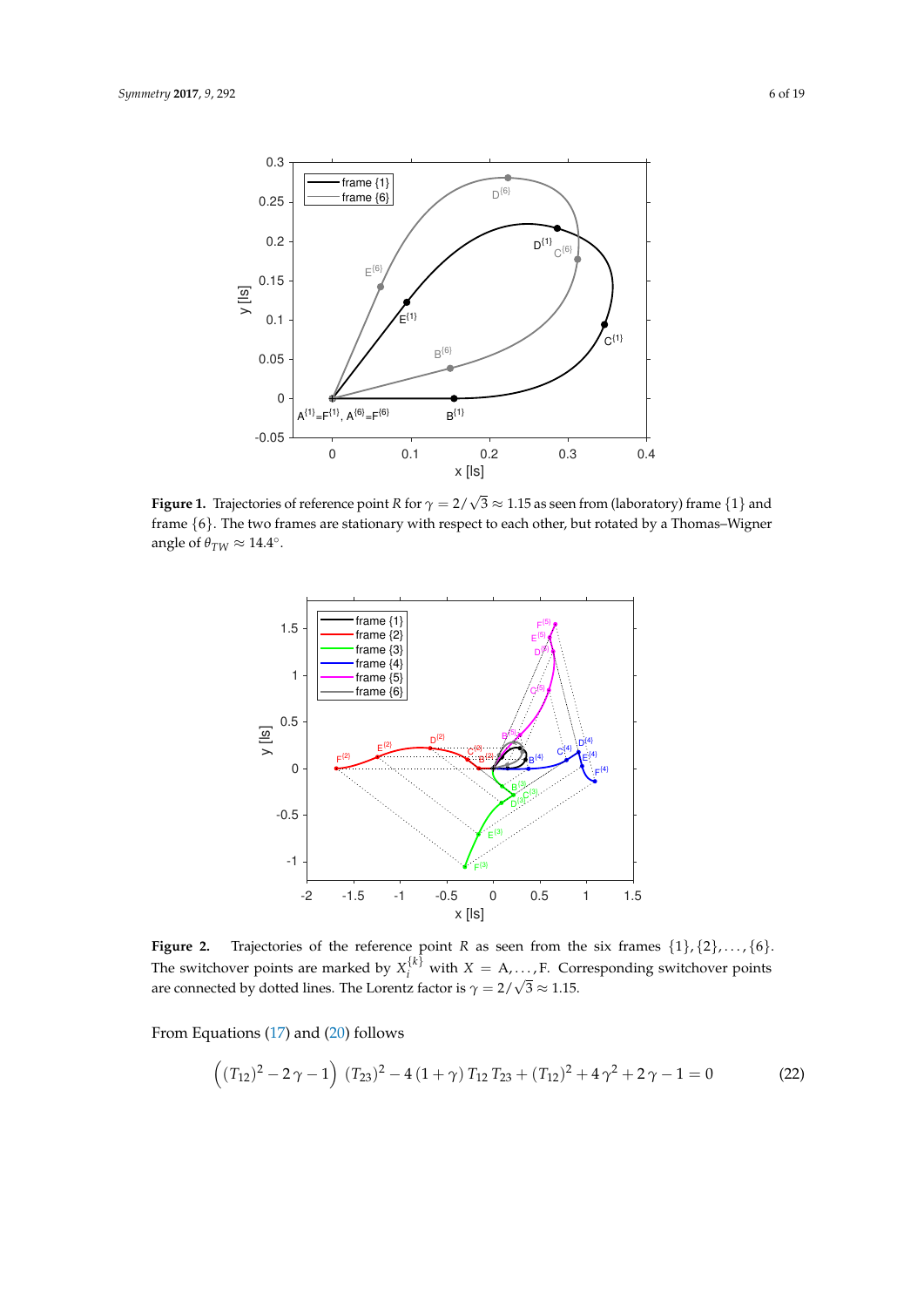0.3
0.25
0.2
0.15
0.1
0.05
0
-0.05
y [ls]
0
0.1
0.2
0.3
0.4
x [ls]
frame {1}
frame {6}
$D^{\{6\}}$
$D^{\{1\}}$
$C^{\{6\}}$
$E^{\{6\}}$
$E^{\{1\}}$
$C^{\{1\}}$
$B^{\{6\}}$
$A^{\{1\}}=F^{\{1\}}$, $A^{\{6\}}=F^{\{6\}}$
$B^{\{1\}}$

**Figure 1.** Trajectories of reference point $R$ for $\gamma = 2/\sqrt{3} \approx 1.15$ as seen from (laboratory) frame $\{1\}$ and frame $\{6\}$. The two frames are stationary with respect to each other, but rotated by a Thomas–Wigner angle of $\theta_{TW} \approx 14.4^{\circ}$.

1.5
1
0.5
0
-0.5
-1
y [ls]
-2
-1.5
-1
-0.5
0
0.5
1
1.5
x [ls]
frame {1}
frame {2}
frame {3}
frame {4}
frame {5}
frame {6}
$F^{\{5\}}$
$E^{\{5\}}$
$D^{\{5\}}$
$C^{\{5\}}$
$B^{\{5\}}$
$D^{\{4\}}$
$C^{\{4\}}$
$E^{\{4\}}$
$F^{\{4\}}$
$B^{\{4\}}$
$F^{\{2\}}$
$E^{\{2\}}$
$D^{\{2\}}$
$C^{\{2\}}$
$B^{\{2\}}$
$B^{\{3\}}$
$C^{\{3\}}$
$D^{\{3\}}$
$E^{\{3\}}$
$F^{\{3\}}$

**Figure 2.** Trajectories of the reference point $R$ as seen from the six frames $\{1\}, \{2\}, \ldots, \{6\}$. The switchover points are marked by $X_i^{\{k\}}$ with $X = \mathrm{A}, \ldots, \mathrm{F}$. Corresponding switchover points are connected by dotted lines. The Lorentz factor is $\gamma = 2/\sqrt{3} \approx 1.15$.

From Equations (17) and (20) follows

$$\left( (T_{12})^2 - 2\,\gamma - 1 \right) \, (T_{23})^2 - 4\,(1+\gamma)\, T_{12}\, T_{23} + (T_{12})^2 + 4\,\gamma^2 + 2\,\gamma - 1 = 0 \tag{22}$$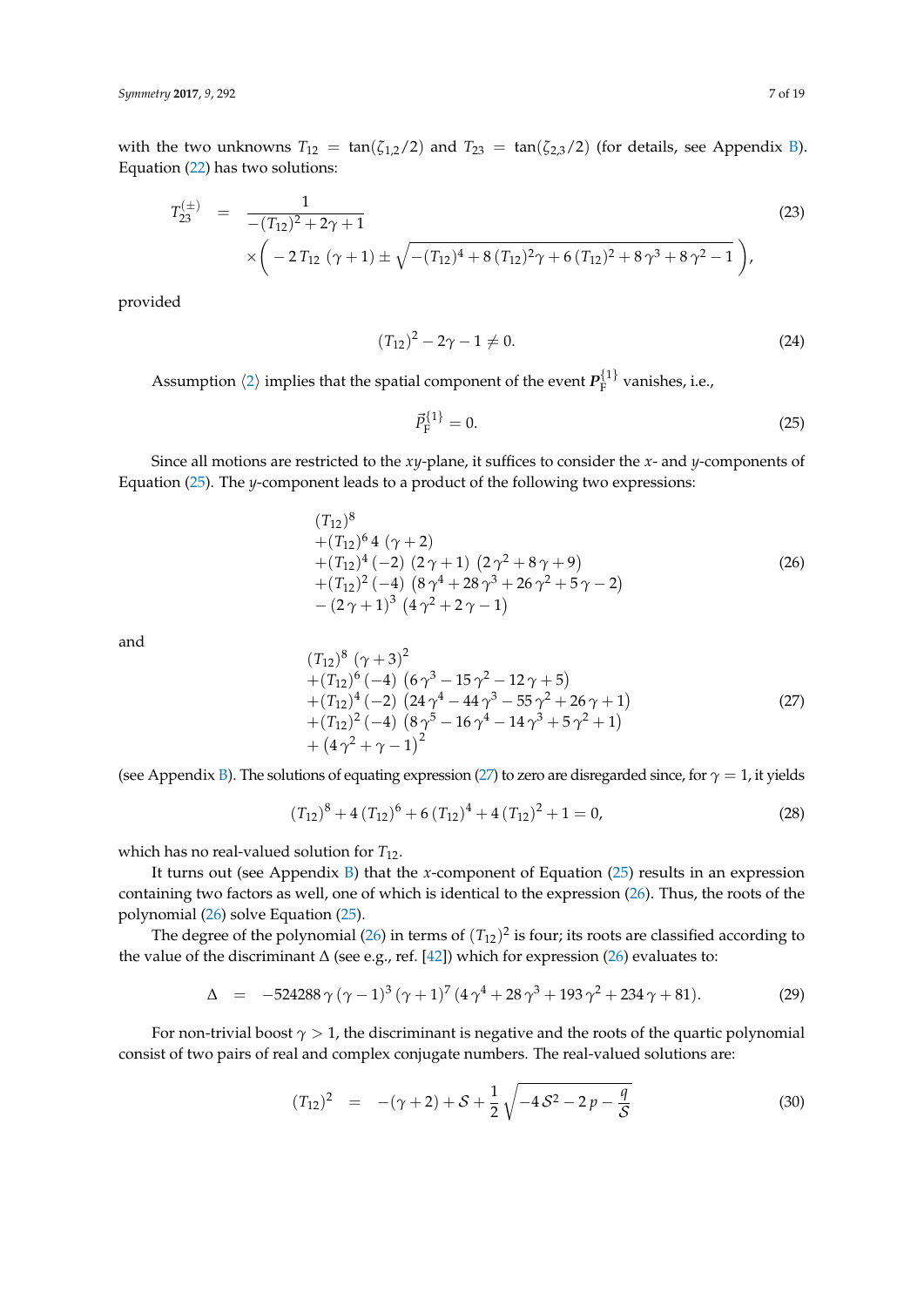with the two unknowns $T_{12} = \tan(\zeta_{1,2}/2)$ and $T_{23} = \tan(\zeta_{2,3}/2)$ (for details, see Appendix B). Equation (22) has two solutions:

$$
\begin{aligned}
T_{23}^{(\pm)} \quad &= \quad \frac{1}{-(T_{12})^2 + 2\gamma + 1} \\
&\times\left( -2\,T_{12}\,(\gamma+1) \pm \sqrt{-(T_{12})^4 + 8\,(T_{12})^2\gamma + 6\,(T_{12})^2 + 8\,\gamma^3 + 8\,\gamma^2 - 1} \right),
\end{aligned} \tag{23}
$$

provided

$$
(T_{12})^2 - 2\gamma - 1 \neq 0. \tag{24}
$$

Assumption $\langle 2 \rangle$ implies that the spatial component of the event $\boldsymbol{P}_{\mathrm{F}}^{\{1\}}$ vanishes, i.e.,

$$
\vec{P}_{\mathrm{F}}^{\{1\}} = 0. \tag{25}
$$

Since all motions are restricted to the $xy$-plane, it suffices to consider the $x$- and $y$-components of Equation (25). The $y$-component leads to a product of the following two expressions:

$$
\begin{aligned}
&(T_{12})^8 \\
&+(T_{12})^6\,4\,(\gamma+2) \\
&+(T_{12})^4\,(-2)\,(2\,\gamma+1)\,\left(2\,\gamma^2+8\,\gamma+9\right) \\
&+(T_{12})^2\,(-4)\,\left(8\,\gamma^4+28\,\gamma^3+26\,\gamma^2+5\,\gamma-2\right) \\
&-(2\,\gamma+1)^3\,\left(4\,\gamma^2+2\,\gamma-1\right)
\end{aligned} \tag{26}
$$

and

$$
\begin{aligned}
&(T_{12})^8\,(\gamma+3)^2 \\
&+(T_{12})^6\,(-4)\,\left(6\,\gamma^3-15\,\gamma^2-12\,\gamma+5\right) \\
&+(T_{12})^4\,(-2)\,\left(24\,\gamma^4-44\,\gamma^3-55\,\gamma^2+26\,\gamma+1\right) \\
&+(T_{12})^2\,(-4)\,\left(8\,\gamma^5-16\,\gamma^4-14\,\gamma^3+5\,\gamma^2+1\right) \\
&+\left(4\,\gamma^2+\gamma-1\right)^2
\end{aligned} \tag{27}
$$

(see Appendix B). The solutions of equating expression (27) to zero are disregarded since, for $\gamma = 1$, it yields

$$
(T_{12})^8 + 4\,(T_{12})^6 + 6\,(T_{12})^4 + 4\,(T_{12})^2 + 1 = 0, \tag{28}
$$

which has no real-valued solution for $T_{12}$.

It turns out (see Appendix B) that the $x$-component of Equation (25) results in an expression containing two factors as well, one of which is identical to the expression (26). Thus, the roots of the polynomial (26) solve Equation (25).

The degree of the polynomial (26) in terms of $(T_{12})^2$ is four; its roots are classified according to the value of the discriminant $\Delta$ (see e.g., ref. [42]) which for expression (26) evaluates to:

$$
\Delta \quad = \quad -524288\,\gamma\,(\gamma-1)^3\,(\gamma+1)^7\,(4\,\gamma^4+28\,\gamma^3+193\,\gamma^2+234\,\gamma+81). \tag{29}
$$

For non-trivial boost $\gamma > 1$, the discriminant is negative and the roots of the quartic polynomial consist of two pairs of real and complex conjugate numbers. The real-valued solutions are:

$$
(T_{12})^2 \quad = \quad -(\gamma+2) + \mathcal{S} + \frac{1}{2}\sqrt{-4\,\mathcal{S}^2 - 2\,p - \frac{q}{\mathcal{S}}} \tag{30}
$$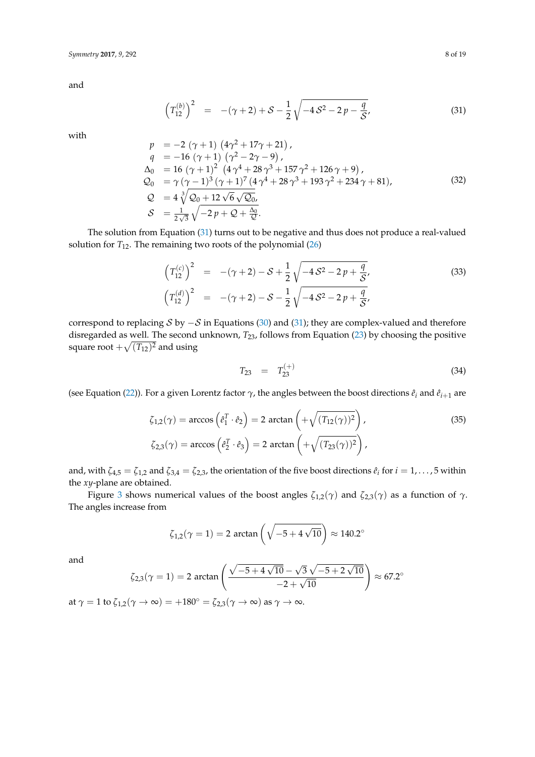and

$$\left(T_{12}^{(b)}\right)^2 \quad = \quad -(\gamma+2) + \mathcal{S} - \frac{1}{2}\sqrt{-4\,\mathcal{S}^2 - 2\,p - \frac{q}{\mathcal{S}}}, \tag{31}$$

with

$$\begin{aligned}
p &= -2\,(\gamma+1)\,\left(4\gamma^2+17\gamma+21\right), \\
q &= -16\,(\gamma+1)\,\left(\gamma^2-2\gamma-9\right), \\
\Delta_0 &= 16\,(\gamma+1)^2\,\left(4\,\gamma^4+28\,\gamma^3+157\,\gamma^2+126\,\gamma+9\right), \\
\mathcal{Q}_0 &= \gamma\,(\gamma-1)^3\,(\gamma+1)^7\,(4\,\gamma^4+28\,\gamma^3+193\,\gamma^2+234\,\gamma+81), \\
\mathcal{Q} &= 4\,\sqrt[3]{\mathcal{Q}_0+12\,\sqrt{6}\,\sqrt{\mathcal{Q}_0}}, \\
\mathcal{S} &= \frac{1}{2\sqrt{3}}\,\sqrt{-2\,p+\mathcal{Q}+\frac{\Delta_0}{\mathcal{Q}}}.
\end{aligned} \tag{32}$$

The solution from Equation (31) turns out to be negative and thus does not produce a real-valued solution for $T_{12}$. The remaining two roots of the polynomial (26)

$$\begin{aligned}
\left(T_{12}^{(c)}\right)^2 &= -(\gamma+2) - \mathcal{S} + \frac{1}{2}\sqrt{-4\,\mathcal{S}^2 - 2\,p + \frac{q}{\mathcal{S}}}, \\
\left(T_{12}^{(d)}\right)^2 &= -(\gamma+2) - \mathcal{S} - \frac{1}{2}\sqrt{-4\,\mathcal{S}^2 - 2\,p + \frac{q}{\mathcal{S}}},
\end{aligned} \tag{33}$$

correspond to replacing $\mathcal{S}$ by $-\mathcal{S}$ in Equations (30) and (31); they are complex-valued and therefore disregarded as well. The second unknown, $T_{23}$, follows from Equation (23) by choosing the positive square root $+\sqrt{(T_{12})^2}$ and using

$$T_{23} \quad = \quad T_{23}^{(+)} \tag{34}$$

(see Equation (22)). For a given Lorentz factor $\gamma$, the angles between the boost directions $\hat{e}_i$ and $\hat{e}_{i+1}$ are

$$\begin{aligned}
\zeta_{1,2}(\gamma) &= \arccos\left(\hat{e}_1^T \cdot \hat{e}_2\right) = 2\,\arctan\left(+\sqrt{(T_{12}(\gamma))^2}\right), \\
\zeta_{2,3}(\gamma) &= \arccos\left(\hat{e}_2^T \cdot \hat{e}_3\right) = 2\,\arctan\left(+\sqrt{(T_{23}(\gamma))^2}\right),
\end{aligned} \tag{35}$$

and, with $\zeta_{4,5} = \zeta_{1,2}$ and $\zeta_{3,4} = \zeta_{2,3}$, the orientation of the five boost directions $\hat{e}_i$ for $i = 1, \ldots, 5$ within the $xy$-plane are obtained.

Figure 3 shows numerical values of the boost angles $\zeta_{1,2}(\gamma)$ and $\zeta_{2,3}(\gamma)$ as a function of $\gamma$. The angles increase from

$$\zeta_{1,2}(\gamma=1) = 2\,\arctan\left(\sqrt{-5+4\,\sqrt{10}}\right) \approx 140.2^\circ$$

and

$$\zeta_{2,3}(\gamma=1) = 2\,\arctan\left(\frac{\sqrt{-5+4\,\sqrt{10}} - \sqrt{3}\,\sqrt{-5+2\,\sqrt{10}}}{-2+\sqrt{10}}\right) \approx 67.2^\circ$$

at $\gamma = 1$ to $\zeta_{1,2}(\gamma \to \infty) = +180^\circ = \zeta_{2,3}(\gamma \to \infty)$ as $\gamma \to \infty$.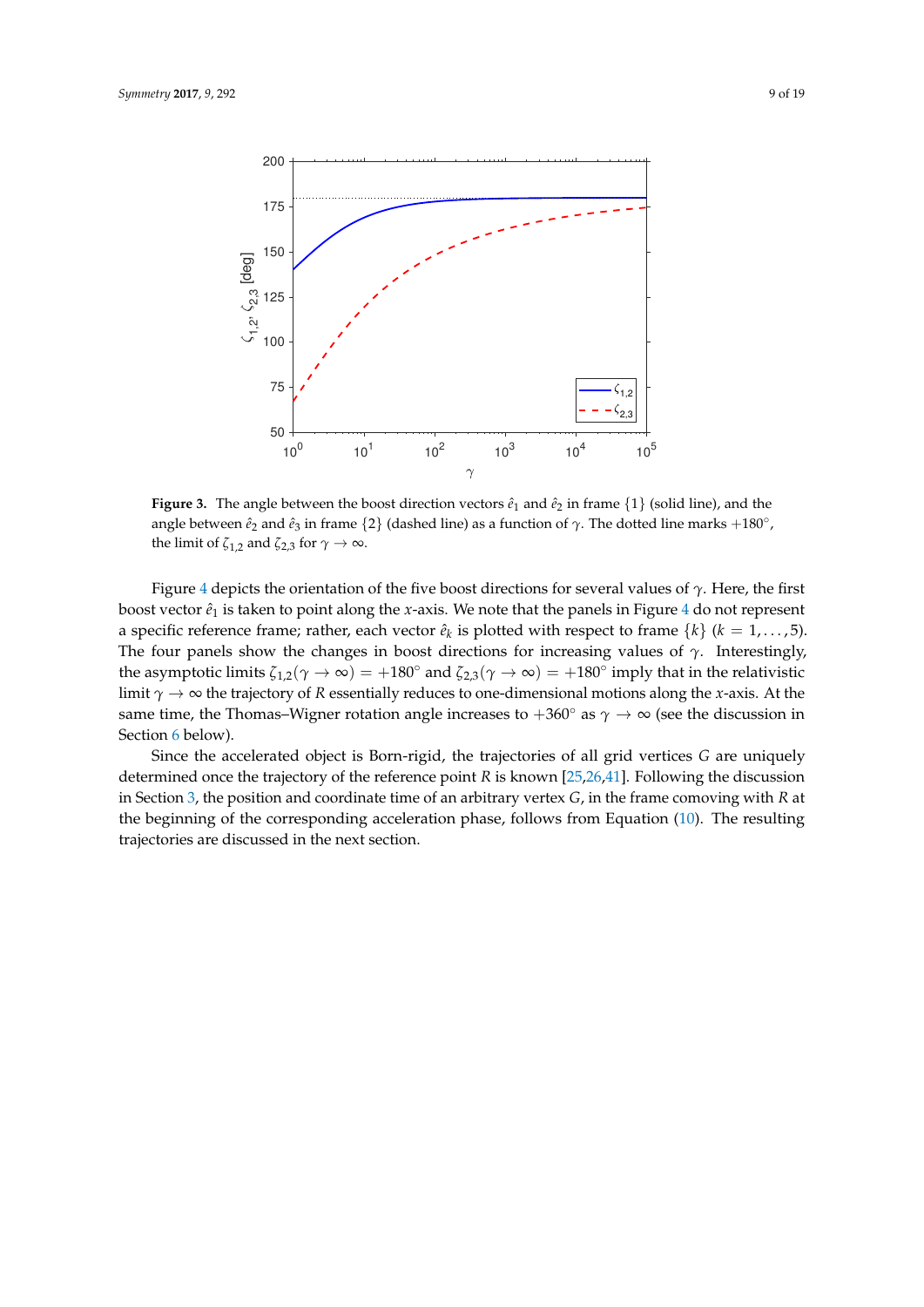200
175
150
125
100
75
50

$\zeta_{1,2}$, $\zeta_{2,3}$ [deg]

$10^0$ $10^1$ $10^2$ $10^3$ $10^4$ $10^5$

$\gamma$

$\zeta_{1,2}$
$\zeta_{2,3}$

**Figure 3.** The angle between the boost direction vectors $\hat{e}_1$ and $\hat{e}_2$ in frame $\{1\}$ (solid line), and the angle between $\hat{e}_2$ and $\hat{e}_3$ in frame $\{2\}$ (dashed line) as a function of $\gamma$. The dotted line marks $+180^\circ$, the limit of $\zeta_{1,2}$ and $\zeta_{2,3}$ for $\gamma \to \infty$.

Figure 4 depicts the orientation of the five boost directions for several values of $\gamma$. Here, the first boost vector $\hat{e}_1$ is taken to point along the $x$-axis. We note that the panels in Figure 4 do not represent a specific reference frame; rather, each vector $\hat{e}_k$ is plotted with respect to frame $\{k\}$ ($k = 1, \ldots, 5$). The four panels show the changes in boost directions for increasing values of $\gamma$. Interestingly, the asymptotic limits $\zeta_{1,2}(\gamma \to \infty) = +180^\circ$ and $\zeta_{2,3}(\gamma \to \infty) = +180^\circ$ imply that in the relativistic limit $\gamma \to \infty$ the trajectory of $R$ essentially reduces to one-dimensional motions along the $x$-axis. At the same time, the Thomas–Wigner rotation angle increases to $+360^\circ$ as $\gamma \to \infty$ (see the discussion in Section 6 below).

Since the accelerated object is Born-rigid, the trajectories of all grid vertices $G$ are uniquely determined once the trajectory of the reference point $R$ is known [25,26,41]. Following the discussion in Section 3, the position and coordinate time of an arbitrary vertex $G$, in the frame comoving with $R$ at the beginning of the corresponding acceleration phase, follows from Equation (10). The resulting trajectories are discussed in the next section.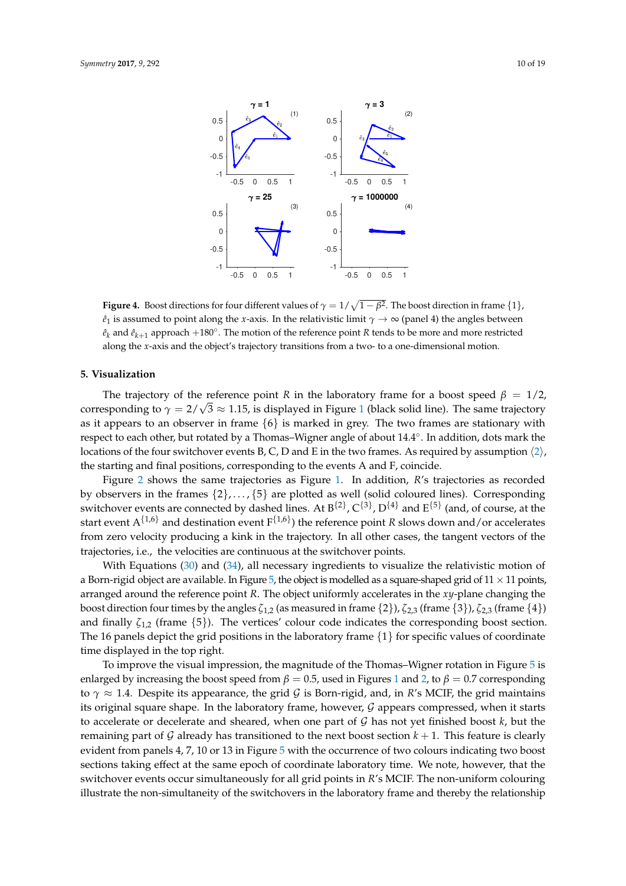γ = 1

(1)

0.5

0

-0.5

-1

-0.5 0 0.5 1

$\hat{e}_3$ $\hat{e}_2$ $\hat{e}_1$ $\hat{e}_4$ $\hat{e}_5$

γ = 3

(2)

0.5

0

-0.5

-1

-0.5 0 0.5 1

$\hat{e}_2$ $\hat{e}_3$ $\hat{e}_1$ $\hat{e}_5$ $\hat{e}_4$

γ = 25

(3)

0.5

0

-0.5

-1

-0.5 0 0.5 1

γ = 1000000

(4)

0.5

0

-0.5

-1

-0.5 0 0.5 1

**Figure 4.** Boost directions for four different values of $\gamma = 1/\sqrt{1-\beta^2}$. The boost direction in frame $\{1\}$, $\hat{e}_1$ is assumed to point along the $x$-axis. In the relativistic limit $\gamma \to \infty$ (panel 4) the angles between $\hat{e}_k$ and $\hat{e}_{k+1}$ approach $+180^\circ$. The motion of the reference point $R$ tends to be more and more restricted along the $x$-axis and the object's trajectory transitions from a two- to a one-dimensional motion.

## 5. Visualization

The trajectory of the reference point $R$ in the laboratory frame for a boost speed $\beta = 1/2$, corresponding to $\gamma = 2/\sqrt{3} \approx 1.15$, is displayed in Figure 1 (black solid line). The same trajectory as it appears to an observer in frame $\{6\}$ is marked in grey. The two frames are stationary with respect to each other, but rotated by a Thomas–Wigner angle of about 14.4°. In addition, dots mark the locations of the four switchover events B, C, D and E in the two frames. As required by assumption $\langle 2 \rangle$, the starting and final positions, corresponding to the events A and F, coincide.

Figure 2 shows the same trajectories as Figure 1. In addition, $R$'s trajectories as recorded by observers in the frames $\{2\}, \ldots, \{5\}$ are plotted as well (solid coloured lines). Corresponding switchover events are connected by dashed lines. At $\mathrm{B}^{\{2\}}$, $\mathrm{C}^{\{3\}}$, $\mathrm{D}^{\{4\}}$ and $\mathrm{E}^{\{5\}}$ (and, of course, at the start event $\mathrm{A}^{\{1,6\}}$ and destination event $\mathrm{F}^{\{1,6\}}$) the reference point $R$ slows down and/or accelerates from zero velocity producing a kink in the trajectory. In all other cases, the tangent vectors of the trajectories, i.e., the velocities are continuous at the switchover points.

With Equations (30) and (34), all necessary ingredients to visualize the relativistic motion of a Born-rigid object are available. In Figure 5, the object is modelled as a square-shaped grid of $11 \times 11$ points, arranged around the reference point $R$. The object uniformly accelerates in the $xy$-plane changing the boost direction four times by the angles $\zeta_{1,2}$ (as measured in frame $\{2\}$), $\zeta_{2,3}$ (frame $\{3\}$), $\zeta_{2,3}$ (frame $\{4\}$) and finally $\zeta_{1,2}$ (frame $\{5\}$). The vertices' colour code indicates the corresponding boost section. The 16 panels depict the grid positions in the laboratory frame $\{1\}$ for specific values of coordinate time displayed in the top right.

To improve the visual impression, the magnitude of the Thomas–Wigner rotation in Figure 5 is enlarged by increasing the boost speed from $\beta = 0.5$, used in Figures 1 and 2, to $\beta = 0.7$ corresponding to $\gamma \approx 1.4$. Despite its appearance, the grid $\mathcal{G}$ is Born-rigid, and, in $R$'s MCIF, the grid maintains its original square shape. In the laboratory frame, however, $\mathcal{G}$ appears compressed, when it starts to accelerate or decelerate and sheared, when one part of $\mathcal{G}$ has not yet finished boost $k$, but the remaining part of $\mathcal{G}$ already has transitioned to the next boost section $k+1$. This feature is clearly evident from panels 4, 7, 10 or 13 in Figure 5 with the occurrence of two colours indicating two boost sections taking effect at the same epoch of coordinate laboratory time. We note, however, that the switchover events occur simultaneously for all grid points in $R$'s MCIF. The non-uniform colouring illustrate the non-simultaneity of the switchovers in the laboratory frame and thereby the relationship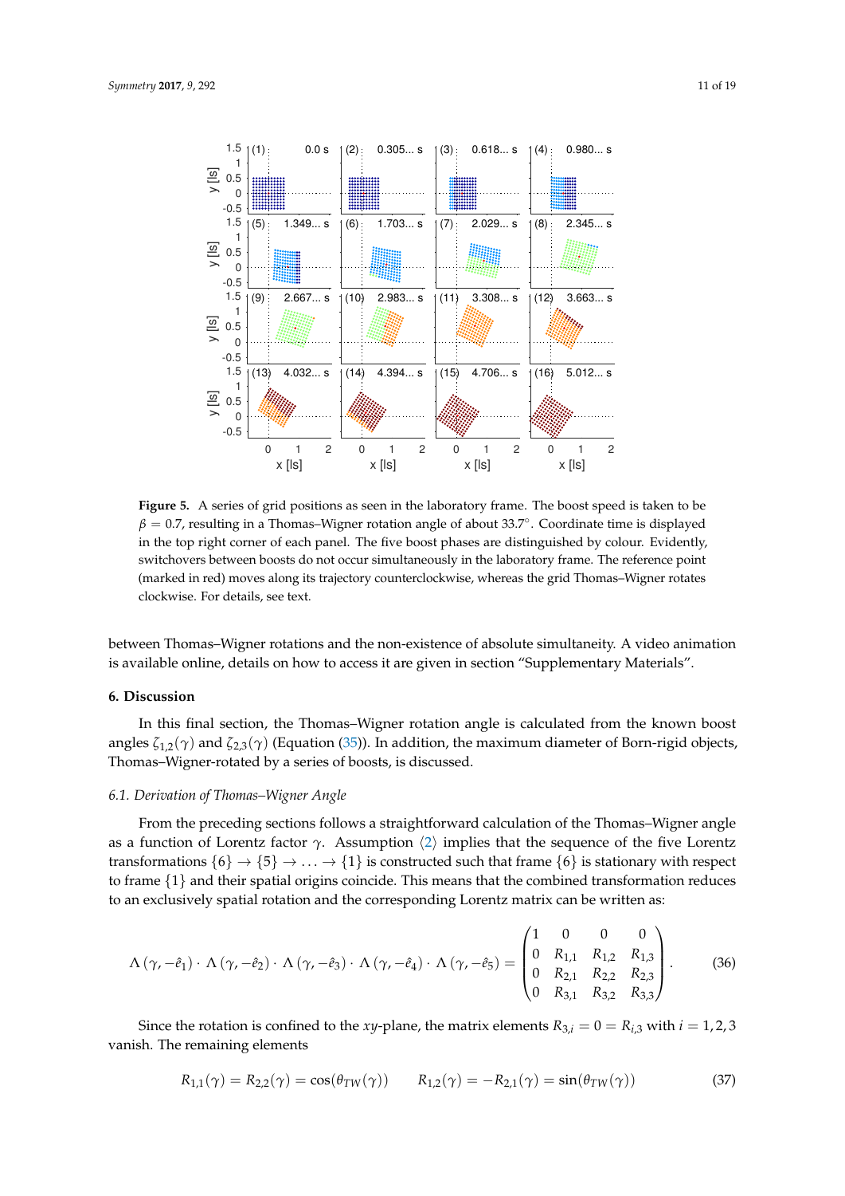(1) 0.0 s
(2) 0.305... s
(3) 0.618... s
(4) 0.980... s
(5) 1.349... s
(6) 1.703... s
(7) 2.029... s
(8) 2.345... s
(9) 2.667... s
(10) 2.983... s
(11) 3.308... s
(12) 3.663... s
(13) 4.032... s
(14) 4.394... s
(15) 4.706... s
(16) 5.012... s

y [ls]
1.5
1
0.5
0
-0.5

x [ls]
0
1
2

**Figure 5.** A series of grid positions as seen in the laboratory frame. The boost speed is taken to be $\beta = 0.7$, resulting in a Thomas–Wigner rotation angle of about 33.7°. Coordinate time is displayed in the top right corner of each panel. The five boost phases are distinguished by colour. Evidently, switchovers between boosts do not occur simultaneously in the laboratory frame. The reference point (marked in red) moves along its trajectory counterclockwise, whereas the grid Thomas–Wigner rotates clockwise. For details, see text.

between Thomas–Wigner rotations and the non-existence of absolute simultaneity. A video animation is available online, details on how to access it are given in section "Supplementary Materials".

## 6. Discussion

In this final section, the Thomas–Wigner rotation angle is calculated from the known boost angles $\zeta_{1,2}(\gamma)$ and $\zeta_{2,3}(\gamma)$ (Equation (35)). In addition, the maximum diameter of Born-rigid objects, Thomas–Wigner-rotated by a series of boosts, is discussed.

### 6.1. Derivation of Thomas–Wigner Angle

From the preceding sections follows a straightforward calculation of the Thomas–Wigner angle as a function of Lorentz factor $\gamma$. Assumption $\langle 2 \rangle$ implies that the sequence of the five Lorentz transformations $\{6\} \to \{5\} \to \ldots \to \{1\}$ is constructed such that frame $\{6\}$ is stationary with respect to frame $\{1\}$ and their spatial origins coincide. This means that the combined transformation reduces to an exclusively spatial rotation and the corresponding Lorentz matrix can be written as:

$$\Lambda(\gamma, -\hat{e}_1) \cdot \Lambda(\gamma, -\hat{e}_2) \cdot \Lambda(\gamma, -\hat{e}_3) \cdot \Lambda(\gamma, -\hat{e}_4) \cdot \Lambda(\gamma, -\hat{e}_5) = \begin{pmatrix} 1 & 0 & 0 & 0 \\ 0 & R_{1,1} & R_{1,2} & R_{1,3} \\ 0 & R_{2,1} & R_{2,2} & R_{2,3} \\ 0 & R_{3,1} & R_{3,2} & R_{3,3} \end{pmatrix}. \tag{36}$$

Since the rotation is confined to the $xy$-plane, the matrix elements $R_{3,i} = 0 = R_{i,3}$ with $i = 1, 2, 3$ vanish. The remaining elements

$$R_{1,1}(\gamma) = R_{2,2}(\gamma) = \cos(\theta_{TW}(\gamma)) \qquad R_{1,2}(\gamma) = -R_{2,1}(\gamma) = \sin(\theta_{TW}(\gamma)) \tag{37}$$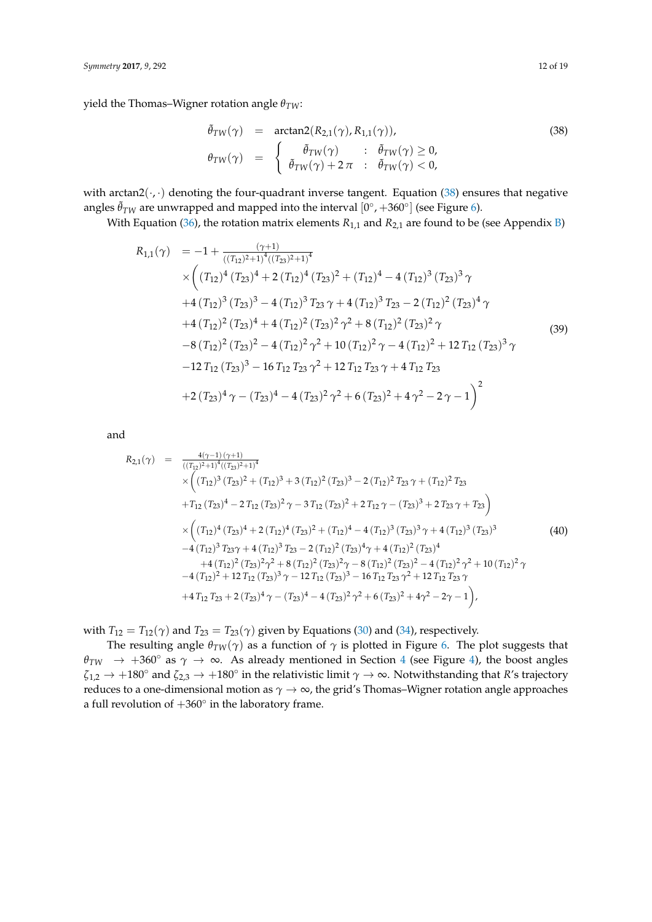yield the Thomas–Wigner rotation angle $\theta_{TW}$:

$$\begin{aligned}
\tilde{\theta}_{TW}(\gamma) &= \operatorname{arctan2}(R_{2,1}(\gamma), R_{1,1}(\gamma)), \\
\theta_{TW}(\gamma) &= \begin{cases} \tilde{\theta}_{TW}(\gamma) & : \ \tilde{\theta}_{TW}(\gamma) \geq 0, \\ \tilde{\theta}_{TW}(\gamma) + 2\pi & : \ \tilde{\theta}_{TW}(\gamma) < 0, \end{cases}
\end{aligned} \tag{38}$$

with $\operatorname{arctan2}(\cdot,\cdot)$ denoting the four-quadrant inverse tangent. Equation (38) ensures that negative angles $\tilde{\theta}_{TW}$ are unwrapped and mapped into the interval $[0^\circ, +360^\circ]$ (see Figure 6).

With Equation (36), the rotation matrix elements $R_{1,1}$ and $R_{2,1}$ are found to be (see Appendix B)

$$\begin{aligned}
R_{1,1}(\gamma) =& -1 + \frac{(\gamma+1)}{((T_{12})^2+1)^4((T_{23})^2+1)^4} \\
&\times\Big( (T_{12})^4 (T_{23})^4 + 2\,(T_{12})^4 (T_{23})^2 + (T_{12})^4 - 4\,(T_{12})^3 (T_{23})^3 \gamma \\
&+4\,(T_{12})^3 (T_{23})^3 - 4\,(T_{12})^3 T_{23}\,\gamma + 4\,(T_{12})^3 T_{23} - 2\,(T_{12})^2 (T_{23})^4 \gamma \\
&+4\,(T_{12})^2 (T_{23})^4 + 4\,(T_{12})^2 (T_{23})^2 \gamma^2 + 8\,(T_{12})^2 (T_{23})^2 \gamma \\
&-8\,(T_{12})^2 (T_{23})^2 - 4\,(T_{12})^2 \gamma^2 + 10\,(T_{12})^2 \gamma - 4\,(T_{12})^2 + 12\,T_{12}\,(T_{23})^3 \gamma \\
&-12\,T_{12}\,(T_{23})^3 - 16\,T_{12}\,T_{23}\,\gamma^2 + 12\,T_{12}\,T_{23}\,\gamma + 4\,T_{12}\,T_{23} \\
&+2\,(T_{23})^4 \gamma - (T_{23})^4 - 4\,(T_{23})^2 \gamma^2 + 6\,(T_{23})^2 + 4\,\gamma^2 - 2\,\gamma - 1\Big)^2
\end{aligned} \tag{39}$$

and

$$\begin{aligned}
R_{2,1}(\gamma) =& \frac{4(\gamma-1)\,(\gamma+1)}{((T_{12})^2+1)^4((T_{23})^2+1)^4} \\
&\times\Big( (T_{12})^3 (T_{23})^2 + (T_{12})^3 + 3\,(T_{12})^2 (T_{23})^3 - 2\,(T_{12})^2 T_{23}\,\gamma + (T_{12})^2 T_{23} \\
&+T_{12}\,(T_{23})^4 - 2\,T_{12}\,(T_{23})^2 \gamma - 3\,T_{12}\,(T_{23})^2 + 2\,T_{12}\,\gamma - (T_{23})^3 + 2\,T_{23}\,\gamma + T_{23}\Big) \\
&\times\Big( (T_{12})^4 (T_{23})^4 + 2\,(T_{12})^4 (T_{23})^2 + (T_{12})^4 - 4\,(T_{12})^3 (T_{23})^3 \gamma + 4\,(T_{12})^3 (T_{23})^3 \\
&-4\,(T_{12})^3 T_{23}\gamma + 4\,(T_{12})^3 T_{23} - 2\,(T_{12})^2 (T_{23})^4 \gamma + 4\,(T_{12})^2 (T_{23})^4 \\
&+4\,(T_{12})^2 (T_{23})^2 \gamma^2 + 8\,(T_{12})^2 (T_{23})^2 \gamma - 8\,(T_{12})^2 (T_{23})^2 - 4\,(T_{12})^2 \gamma^2 + 10\,(T_{12})^2 \gamma \\
&-4\,(T_{12})^2 + 12\,T_{12}\,(T_{23})^3 \gamma - 12\,T_{12}\,(T_{23})^3 - 16\,T_{12}\,T_{23}\,\gamma^2 + 12\,T_{12}\,T_{23}\,\gamma \\
&+4\,T_{12}\,T_{23} + 2\,(T_{23})^4 \gamma - (T_{23})^4 - 4\,(T_{23})^2 \gamma^2 + 6\,(T_{23})^2 + 4\gamma^2 - 2\gamma - 1\Big),
\end{aligned} \tag{40}$$

with $T_{12} = T_{12}(\gamma)$ and $T_{23} = T_{23}(\gamma)$ given by Equations (30) and (34), respectively.

The resulting angle $\theta_{TW}(\gamma)$ as a function of $\gamma$ is plotted in Figure 6. The plot suggests that $\theta_{TW} \rightarrow +360^\circ$ as $\gamma \rightarrow \infty$. As already mentioned in Section 4 (see Figure 4), the boost angles $\zeta_{1,2} \rightarrow +180^\circ$ and $\zeta_{2,3} \rightarrow +180^\circ$ in the relativistic limit $\gamma \rightarrow \infty$. Notwithstanding that $R$'s trajectory reduces to a one-dimensional motion as $\gamma \rightarrow \infty$, the grid's Thomas–Wigner rotation angle approaches a full revolution of $+360^\circ$ in the laboratory frame.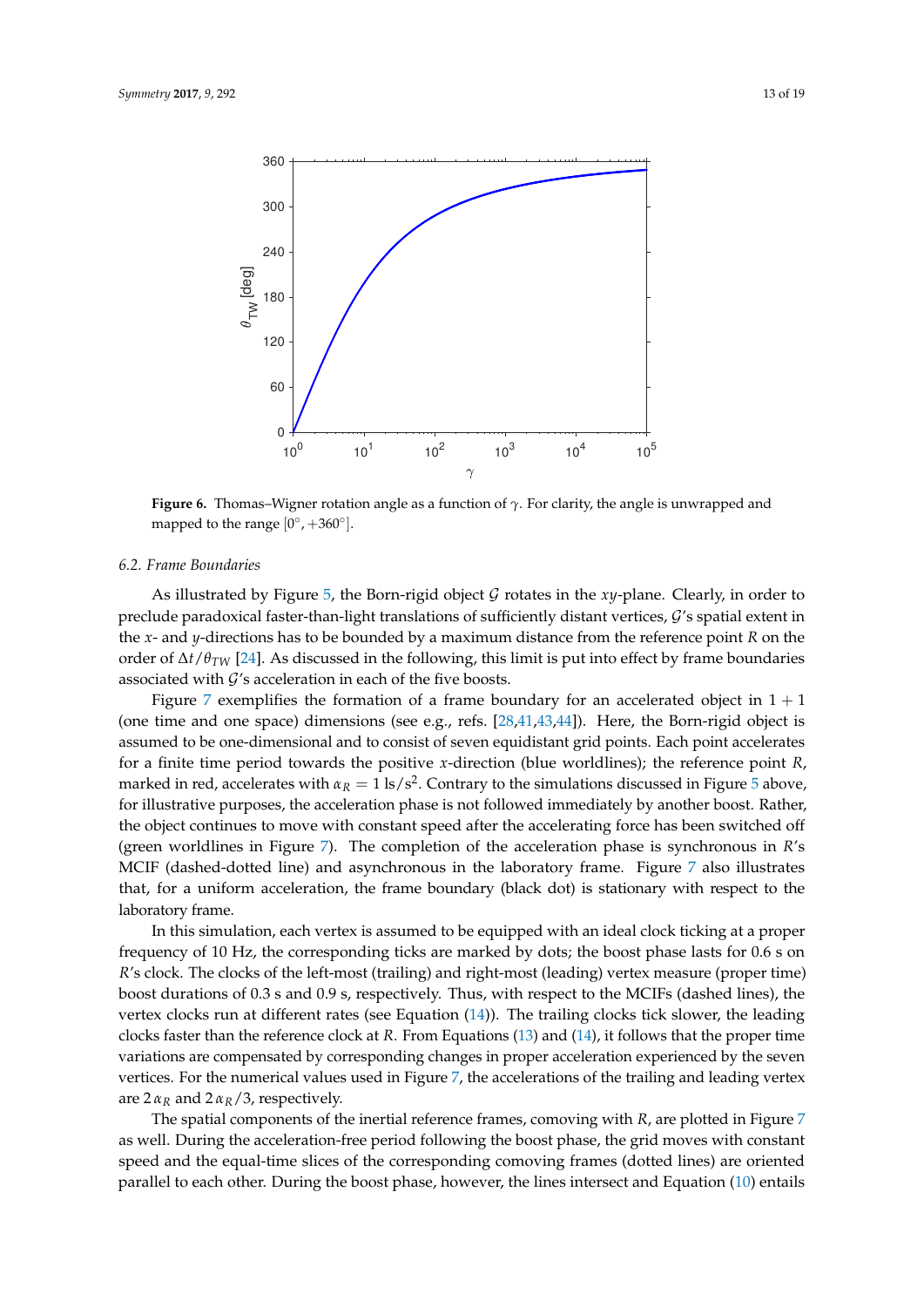360
300
240
180
120
60
0
$\theta_{TW}$ [deg]
$10^0$
$10^1$
$10^2$
$10^3$
$10^4$
$10^5$
$\gamma$

**Figure 6.** Thomas–Wigner rotation angle as a function of $\gamma$. For clarity, the angle is unwrapped and mapped to the range $[0^\circ, +360^\circ]$.

### *6.2. Frame Boundaries*

As illustrated by Figure 5, the Born-rigid object $\mathcal{G}$ rotates in the *xy*-plane. Clearly, in order to preclude paradoxical faster-than-light translations of sufficiently distant vertices, $\mathcal{G}$'s spatial extent in the *x*- and *y*-directions has to be bounded by a maximum distance from the reference point $R$ on the order of $\Delta t/\theta_{TW}$ [24]. As discussed in the following, this limit is put into effect by frame boundaries associated with $\mathcal{G}$'s acceleration in each of the five boosts.

Figure 7 exemplifies the formation of a frame boundary for an accelerated object in $1+1$ (one time and one space) dimensions (see e.g., refs. [28,41,43,44]). Here, the Born-rigid object is assumed to be one-dimensional and to consist of seven equidistant grid points. Each point accelerates for a finite time period towards the positive *x*-direction (blue worldlines); the reference point $R$, marked in red, accelerates with $\alpha_R = 1\ \text{ls}/\text{s}^2$. Contrary to the simulations discussed in Figure 5 above, for illustrative purposes, the acceleration phase is not followed immediately by another boost. Rather, the object continues to move with constant speed after the accelerating force has been switched off (green worldlines in Figure 7). The completion of the acceleration phase is synchronous in $R$'s MCIF (dashed-dotted line) and asynchronous in the laboratory frame. Figure 7 also illustrates that, for a uniform acceleration, the frame boundary (black dot) is stationary with respect to the laboratory frame.

In this simulation, each vertex is assumed to be equipped with an ideal clock ticking at a proper frequency of 10 Hz, the corresponding ticks are marked by dots; the boost phase lasts for 0.6 s on $R$'s clock. The clocks of the left-most (trailing) and right-most (leading) vertex measure (proper time) boost durations of 0.3 s and 0.9 s, respectively. Thus, with respect to the MCIFs (dashed lines), the vertex clocks run at different rates (see Equation (14)). The trailing clocks tick slower, the leading clocks faster than the reference clock at $R$. From Equations (13) and (14), it follows that the proper time variations are compensated by corresponding changes in proper acceleration experienced by the seven vertices. For the numerical values used in Figure 7, the accelerations of the trailing and leading vertex are $2\,\alpha_R$ and $2\,\alpha_R/3$, respectively.

The spatial components of the inertial reference frames, comoving with $R$, are plotted in Figure 7 as well. During the acceleration-free period following the boost phase, the grid moves with constant speed and the equal-time slices of the corresponding comoving frames (dotted lines) are oriented parallel to each other. During the boost phase, however, the lines intersect and Equation (10) entails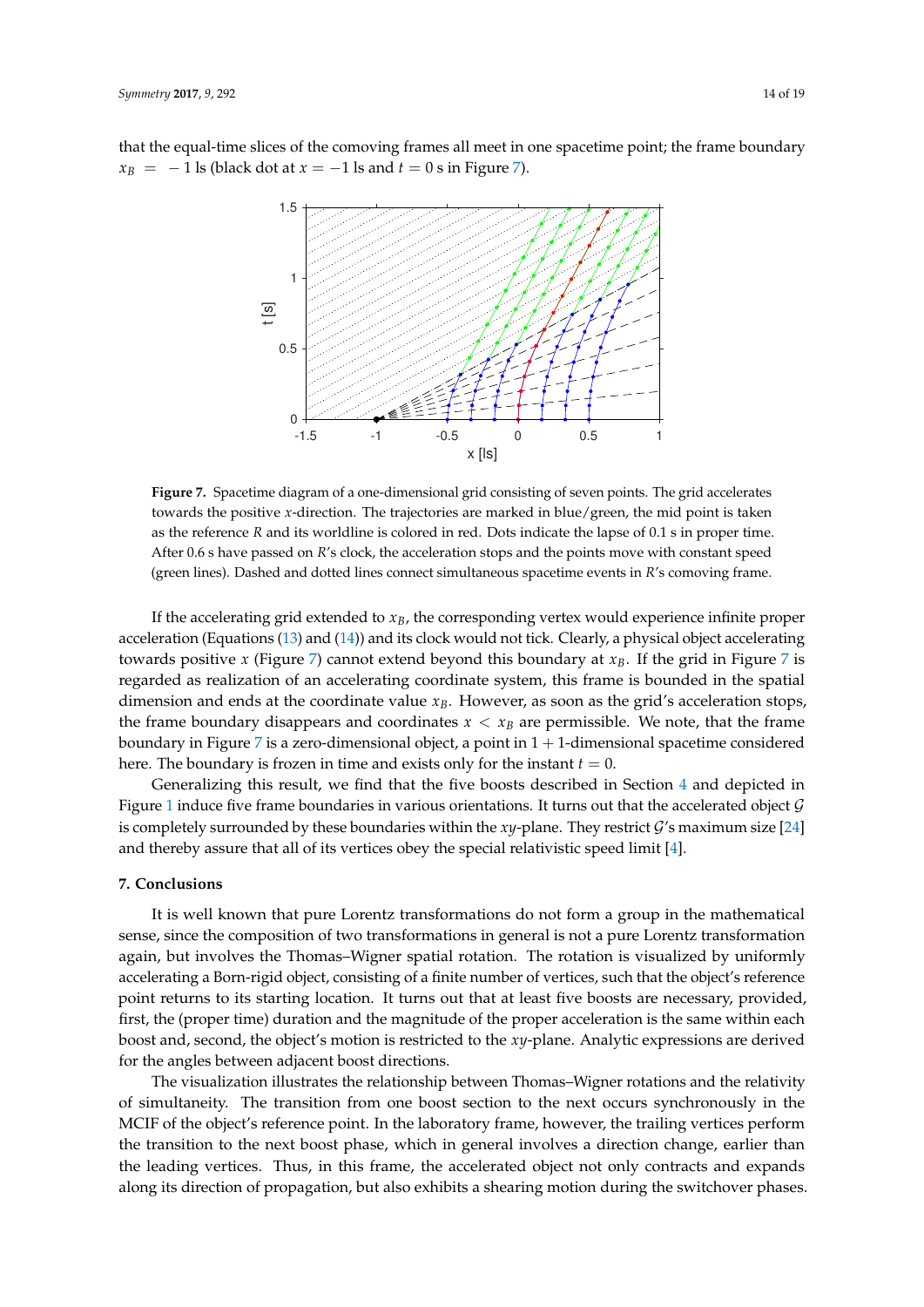that the equal-time slices of the comoving frames all meet in one spacetime point; the frame boundary $x_B = -1$ ls (black dot at $x = -1$ ls and $t = 0$ s in Figure 7).

1.5
1
0.5
0
t [s]
-1.5
-1
-0.5
0
0.5
1
x [ls]

**Figure 7.** Spacetime diagram of a one-dimensional grid consisting of seven points. The grid accelerates towards the positive $x$-direction. The trajectories are marked in blue/green, the mid point is taken as the reference $R$ and its worldline is colored in red. Dots indicate the lapse of 0.1 s in proper time. After 0.6 s have passed on $R$'s clock, the acceleration stops and the points move with constant speed (green lines). Dashed and dotted lines connect simultaneous spacetime events in $R$'s comoving frame.

If the accelerating grid extended to $x_B$, the corresponding vertex would experience infinite proper acceleration (Equations (13) and (14)) and its clock would not tick. Clearly, a physical object accelerating towards positive $x$ (Figure 7) cannot extend beyond this boundary at $x_B$. If the grid in Figure 7 is regarded as realization of an accelerating coordinate system, this frame is bounded in the spatial dimension and ends at the coordinate value $x_B$. However, as soon as the grid's acceleration stops, the frame boundary disappears and coordinates $x < x_B$ are permissible. We note, that the frame boundary in Figure 7 is a zero-dimensional object, a point in $1+1$-dimensional spacetime considered here. The boundary is frozen in time and exists only for the instant $t = 0$.

Generalizing this result, we find that the five boosts described in Section 4 and depicted in Figure 1 induce five frame boundaries in various orientations. It turns out that the accelerated object $\mathcal{G}$ is completely surrounded by these boundaries within the $xy$-plane. They restrict $\mathcal{G}$'s maximum size [24] and thereby assure that all of its vertices obey the special relativistic speed limit [4].

## 7. Conclusions

It is well known that pure Lorentz transformations do not form a group in the mathematical sense, since the composition of two transformations in general is not a pure Lorentz transformation again, but involves the Thomas–Wigner spatial rotation. The rotation is visualized by uniformly accelerating a Born-rigid object, consisting of a finite number of vertices, such that the object's reference point returns to its starting location. It turns out that at least five boosts are necessary, provided, first, the (proper time) duration and the magnitude of the proper acceleration is the same within each boost and, second, the object's motion is restricted to the $xy$-plane. Analytic expressions are derived for the angles between adjacent boost directions.

The visualization illustrates the relationship between Thomas–Wigner rotations and the relativity of simultaneity. The transition from one boost section to the next occurs synchronously in the MCIF of the object's reference point. In the laboratory frame, however, the trailing vertices perform the transition to the next boost phase, which in general involves a direction change, earlier than the leading vertices. Thus, in this frame, the accelerated object not only contracts and expands along its direction of propagation, but also exhibits a shearing motion during the switchover phases.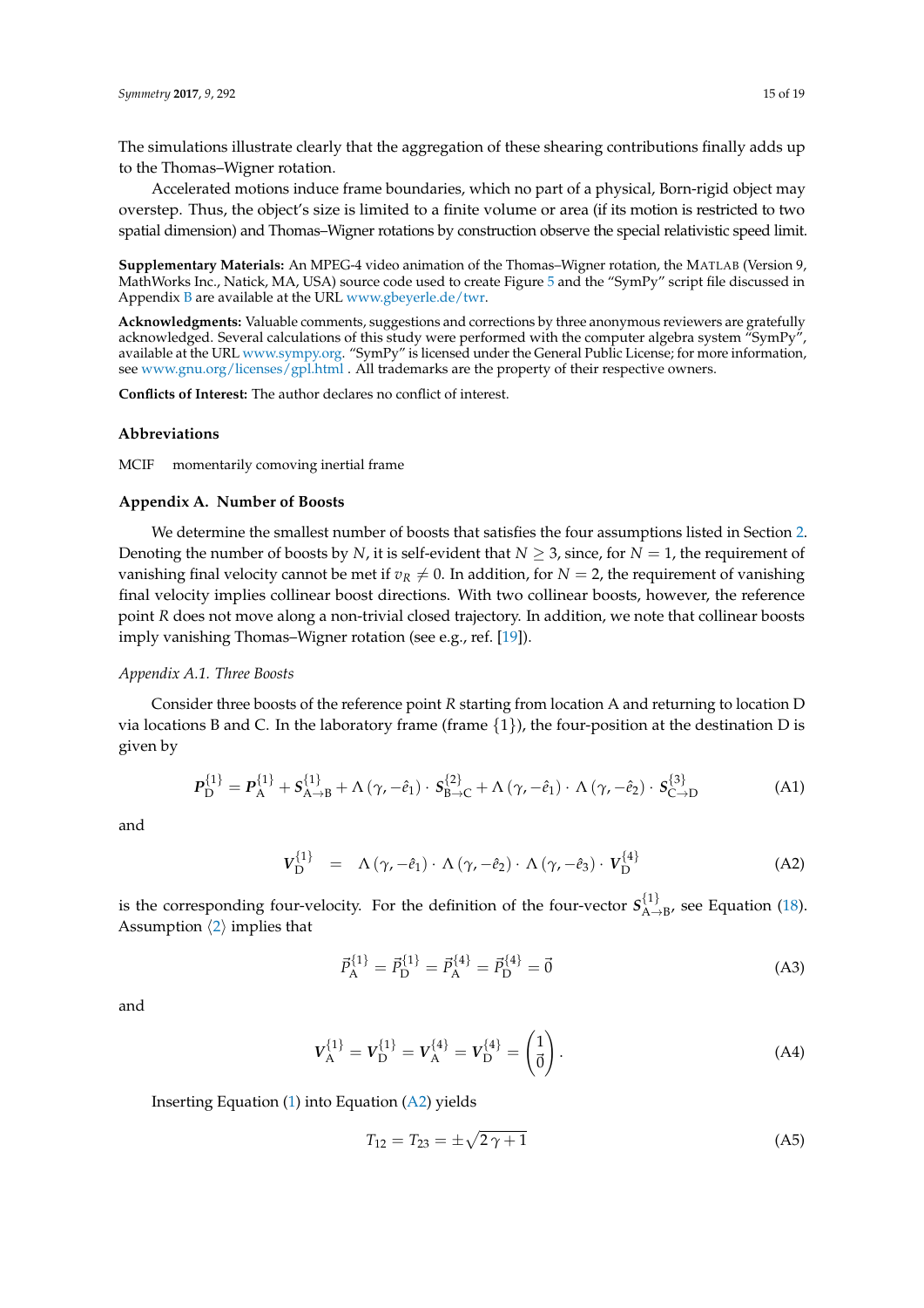The simulations illustrate clearly that the aggregation of these shearing contributions finally adds up to the Thomas–Wigner rotation.

Accelerated motions induce frame boundaries, which no part of a physical, Born-rigid object may overstep. Thus, the object's size is limited to a finite volume or area (if its motion is restricted to two spatial dimension) and Thomas–Wigner rotations by construction observe the special relativistic speed limit.

**Supplementary Materials:** An MPEG-4 video animation of the Thomas–Wigner rotation, the MATLAB (Version 9, MathWorks Inc., Natick, MA, USA) source code used to create Figure 5 and the "SymPy" script file discussed in Appendix B are available at the URL www.gbeyerle.de/twr.

**Acknowledgments:** Valuable comments, suggestions and corrections by three anonymous reviewers are gratefully acknowledged. Several calculations of this study were performed with the computer algebra system "SymPy", available at the URL www.sympy.org. "SymPy" is licensed under the General Public License; for more information, see www.gnu.org/licenses/gpl.html . All trademarks are the property of their respective owners.

**Conflicts of Interest:** The author declares no conflict of interest.

### Abbreviations

MCIF momentarily comoving inertial frame

### Appendix A. Number of Boosts

We determine the smallest number of boosts that satisfies the four assumptions listed in Section 2. Denoting the number of boosts by $N$, it is self-evident that $N \geq 3$, since, for $N = 1$, the requirement of vanishing final velocity cannot be met if $v_R \neq 0$. In addition, for $N = 2$, the requirement of vanishing final velocity implies collinear boost directions. With two collinear boosts, however, the reference point $R$ does not move along a non-trivial closed trajectory. In addition, we note that collinear boosts imply vanishing Thomas–Wigner rotation (see e.g., ref. [19]).

*Appendix A.1. Three Boosts*

Consider three boosts of the reference point $R$ starting from location A and returning to location D via locations B and C. In the laboratory frame (frame $\{1\}$), the four-position at the destination D is given by

$$\boldsymbol{P}_{\mathrm{D}}^{\{1\}} = \boldsymbol{P}_{\mathrm{A}}^{\{1\}} + \boldsymbol{S}_{\mathrm{A}\to\mathrm{B}}^{\{1\}} + \Lambda\left(\gamma, -\hat{e}_1\right) \cdot \boldsymbol{S}_{\mathrm{B}\to\mathrm{C}}^{\{2\}} + \Lambda\left(\gamma, -\hat{e}_1\right) \cdot \Lambda\left(\gamma, -\hat{e}_2\right) \cdot \boldsymbol{S}_{\mathrm{C}\to\mathrm{D}}^{\{3\}} \tag{A1}$$

and

$$\boldsymbol{V}_{\mathrm{D}}^{\{1\}} \quad = \quad \Lambda\left(\gamma, -\hat{e}_1\right) \cdot \Lambda\left(\gamma, -\hat{e}_2\right) \cdot \Lambda\left(\gamma, -\hat{e}_3\right) \cdot \boldsymbol{V}_{\mathrm{D}}^{\{4\}} \tag{A2}$$

is the corresponding four-velocity. For the definition of the four-vector $\boldsymbol{S}_{\mathrm{A}\to\mathrm{B}}^{\{1\}}$, see Equation (18). Assumption $\langle 2 \rangle$ implies that

$$\vec{P}_{\mathrm{A}}^{\{1\}} = \vec{P}_{\mathrm{D}}^{\{1\}} = \vec{P}_{\mathrm{A}}^{\{4\}} = \vec{P}_{\mathrm{D}}^{\{4\}} = \vec{0} \tag{A3}$$

and

$$\boldsymbol{V}_{\mathrm{A}}^{\{1\}} = \boldsymbol{V}_{\mathrm{D}}^{\{1\}} = \boldsymbol{V}_{\mathrm{A}}^{\{4\}} = \boldsymbol{V}_{\mathrm{D}}^{\{4\}} = \begin{pmatrix} 1 \\ \vec{0} \end{pmatrix}. \tag{A4}$$

Inserting Equation (1) into Equation (A2) yields

$$T_{12} = T_{23} = \pm\sqrt{2\,\gamma + 1} \tag{A5}$$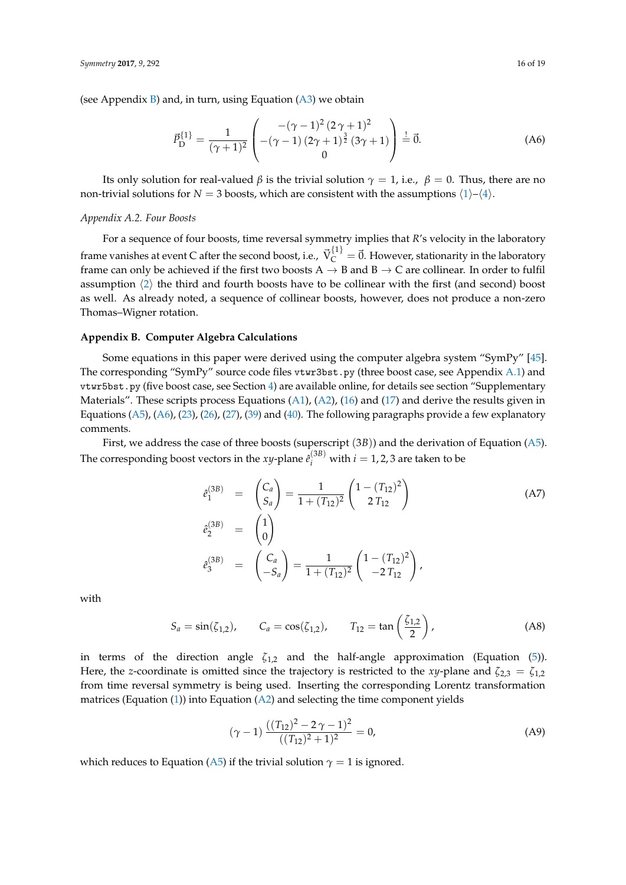(see Appendix B) and, in turn, using Equation (A3) we obtain

$$\vec{P}_{\mathrm{D}}^{\{1\}} = \frac{1}{(\gamma+1)^2} \begin{pmatrix} -(\gamma-1)^2 (2\gamma+1)^2 \\ -(\gamma-1)(2\gamma+1)^{\frac{3}{2}} (3\gamma+1) \\ 0 \end{pmatrix} \stackrel{!}{=} \vec{0}. \tag{A6}$$

Its only solution for real-valued $\beta$ is the trivial solution $\gamma = 1$, i.e., $\beta = 0$. Thus, there are no non-trivial solutions for $N = 3$ boosts, which are consistent with the assumptions $\langle 1 \rangle$–$\langle 4 \rangle$.

### Appendix A.2. Four Boosts

For a sequence of four boosts, time reversal symmetry implies that $R$'s velocity in the laboratory frame vanishes at event C after the second boost, i.e., $\vec{V}_{\mathrm{C}}^{\{1\}} = \vec{0}$. However, stationarity in the laboratory frame can only be achieved if the first two boosts A $\to$ B and B $\to$ C are collinear. In order to fulfil assumption $\langle 2 \rangle$ the third and fourth boosts have to be collinear with the first (and second) boost as well. As already noted, a sequence of collinear boosts, however, does not produce a non-zero Thomas–Wigner rotation.

## Appendix B. Computer Algebra Calculations

Some equations in this paper were derived using the computer algebra system "SymPy" [45]. The corresponding "SymPy" source code files `vtwr3bst.py` (three boost case, see Appendix A.1) and `vtwr5bst.py` (five boost case, see Section 4) are available online, for details see section "Supplementary Materials". These scripts process Equations (A1), (A2), (16) and (17) and derive the results given in Equations (A5), (A6), (23), (26), (27), (39) and (40). The following paragraphs provide a few explanatory comments.

First, we address the case of three boosts (superscript $(3B)$) and the derivation of Equation (A5). The corresponding boost vectors in the $xy$-plane $\hat{e}_i^{(3B)}$ with $i = 1, 2, 3$ are taken to be

$$\begin{aligned}
\hat{e}_1^{(3B)} &= \begin{pmatrix} C_a \\ S_a \end{pmatrix} = \frac{1}{1 + (T_{12})^2} \begin{pmatrix} 1 - (T_{12})^2 \\ 2\,T_{12} \end{pmatrix} \\
\hat{e}_2^{(3B)} &= \begin{pmatrix} 1 \\ 0 \end{pmatrix} \\
\hat{e}_3^{(3B)} &= \begin{pmatrix} C_a \\ -S_a \end{pmatrix} = \frac{1}{1 + (T_{12})^2} \begin{pmatrix} 1 - (T_{12})^2 \\ -2\,T_{12} \end{pmatrix},
\end{aligned} \tag{A7}$$

with

$$S_a = \sin(\zeta_{1,2}), \qquad C_a = \cos(\zeta_{1,2}), \qquad T_{12} = \tan\left(\frac{\zeta_{1,2}}{2}\right), \tag{A8}$$

in terms of the direction angle $\zeta_{1,2}$ and the half-angle approximation (Equation (5)). Here, the $z$-coordinate is omitted since the trajectory is restricted to the $xy$-plane and $\zeta_{2,3} = \zeta_{1,2}$ from time reversal symmetry is being used. Inserting the corresponding Lorentz transformation matrices (Equation (1)) into Equation (A2) and selecting the time component yields

$$(\gamma - 1)\,\frac{((T_{12})^2 - 2\,\gamma - 1)^2}{((T_{12})^2 + 1)^2} = 0, \tag{A9}$$

which reduces to Equation (A5) if the trivial solution $\gamma = 1$ is ignored.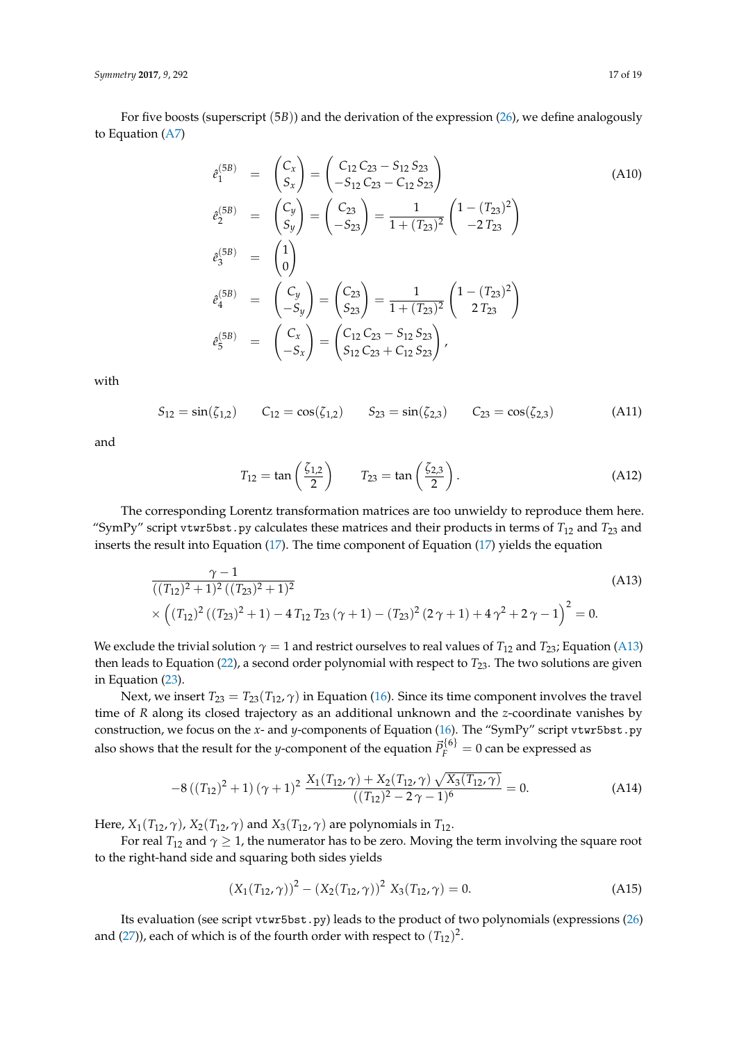For five boosts (superscript $(5B)$) and the derivation of the expression (26), we define analogously to Equation (A7)

$$
\begin{aligned}
\hat{e}_1^{(5B)} &= \begin{pmatrix} C_x \\ S_x \end{pmatrix} = \begin{pmatrix} C_{12}\, C_{23} - S_{12}\, S_{23} \\ -S_{12}\, C_{23} - C_{12}\, S_{23} \end{pmatrix} \\
\hat{e}_2^{(5B)} &= \begin{pmatrix} C_y \\ S_y \end{pmatrix} = \begin{pmatrix} C_{23} \\ -S_{23} \end{pmatrix} = \frac{1}{1+(T_{23})^2} \begin{pmatrix} 1-(T_{23})^2 \\ -2\,T_{23} \end{pmatrix} \\
\hat{e}_3^{(5B)} &= \begin{pmatrix} 1 \\ 0 \end{pmatrix} \\
\hat{e}_4^{(5B)} &= \begin{pmatrix} C_y \\ -S_y \end{pmatrix} = \begin{pmatrix} C_{23} \\ S_{23} \end{pmatrix} = \frac{1}{1+(T_{23})^2} \begin{pmatrix} 1-(T_{23})^2 \\ 2\,T_{23} \end{pmatrix} \\
\hat{e}_5^{(5B)} &= \begin{pmatrix} C_x \\ -S_x \end{pmatrix} = \begin{pmatrix} C_{12}\, C_{23} - S_{12}\, S_{23} \\ S_{12}\, C_{23} + C_{12}\, S_{23} \end{pmatrix},
\end{aligned}
\tag{A10}
$$

with

$$
S_{12} = \sin(\zeta_{1,2}) \qquad C_{12} = \cos(\zeta_{1,2}) \qquad S_{23} = \sin(\zeta_{2,3}) \qquad C_{23} = \cos(\zeta_{2,3}) \tag{A11}
$$

and

$$
T_{12} = \tan\left(\frac{\zeta_{1,2}}{2}\right) \qquad T_{23} = \tan\left(\frac{\zeta_{2,3}}{2}\right). \tag{A12}
$$

The corresponding Lorentz transformation matrices are too unwieldy to reproduce them here. "SymPy" script `vtwr5bst.py` calculates these matrices and their products in terms of $T_{12}$ and $T_{23}$ and inserts the result into Equation (17). The time component of Equation (17) yields the equation

$$
\begin{aligned}
&\frac{\gamma - 1}{((T_{12})^2+1)^2\,((T_{23})^2+1)^2} \\
&\times \Big( (T_{12})^2\,((T_{23})^2+1) - 4\,T_{12}\,T_{23}\,(\gamma+1) - (T_{23})^2\,(2\,\gamma+1) + 4\,\gamma^2 + 2\,\gamma - 1 \Big)^2 = 0.
\end{aligned}
\tag{A13}
$$

We exclude the trivial solution $\gamma = 1$ and restrict ourselves to real values of $T_{12}$ and $T_{23}$; Equation (A13) then leads to Equation (22), a second order polynomial with respect to $T_{23}$. The two solutions are given in Equation (23).

Next, we insert $T_{23} = T_{23}(T_{12}, \gamma)$ in Equation (16). Since its time component involves the travel time of $R$ along its closed trajectory as an additional unknown and the $z$-coordinate vanishes by construction, we focus on the $x$- and $y$-components of Equation (16). The "SymPy" script `vtwr5bst.py` also shows that the result for the $y$-component of the equation $\vec{P}_F^{\{6\}} = 0$ can be expressed as

$$
-8\,((T_{12})^2+1)\,(\gamma+1)^2\, \frac{X_1(T_{12},\gamma) + X_2(T_{12},\gamma)\,\sqrt{X_3(T_{12},\gamma)}}{((T_{12})^2 - 2\,\gamma - 1)^6} = 0. \tag{A14}
$$

Here, $X_1(T_{12}, \gamma)$, $X_2(T_{12}, \gamma)$ and $X_3(T_{12}, \gamma)$ are polynomials in $T_{12}$.

For real $T_{12}$ and $\gamma \geq 1$, the numerator has to be zero. Moving the term involving the square root to the right-hand side and squaring both sides yields

$$
(X_1(T_{12},\gamma))^2 - (X_2(T_{12},\gamma))^2\, X_3(T_{12},\gamma) = 0. \tag{A15}
$$

Its evaluation (see script `vtwr5bst.py`) leads to the product of two polynomials (expressions (26) and (27)), each of which is of the fourth order with respect to $(T_{12})^2$.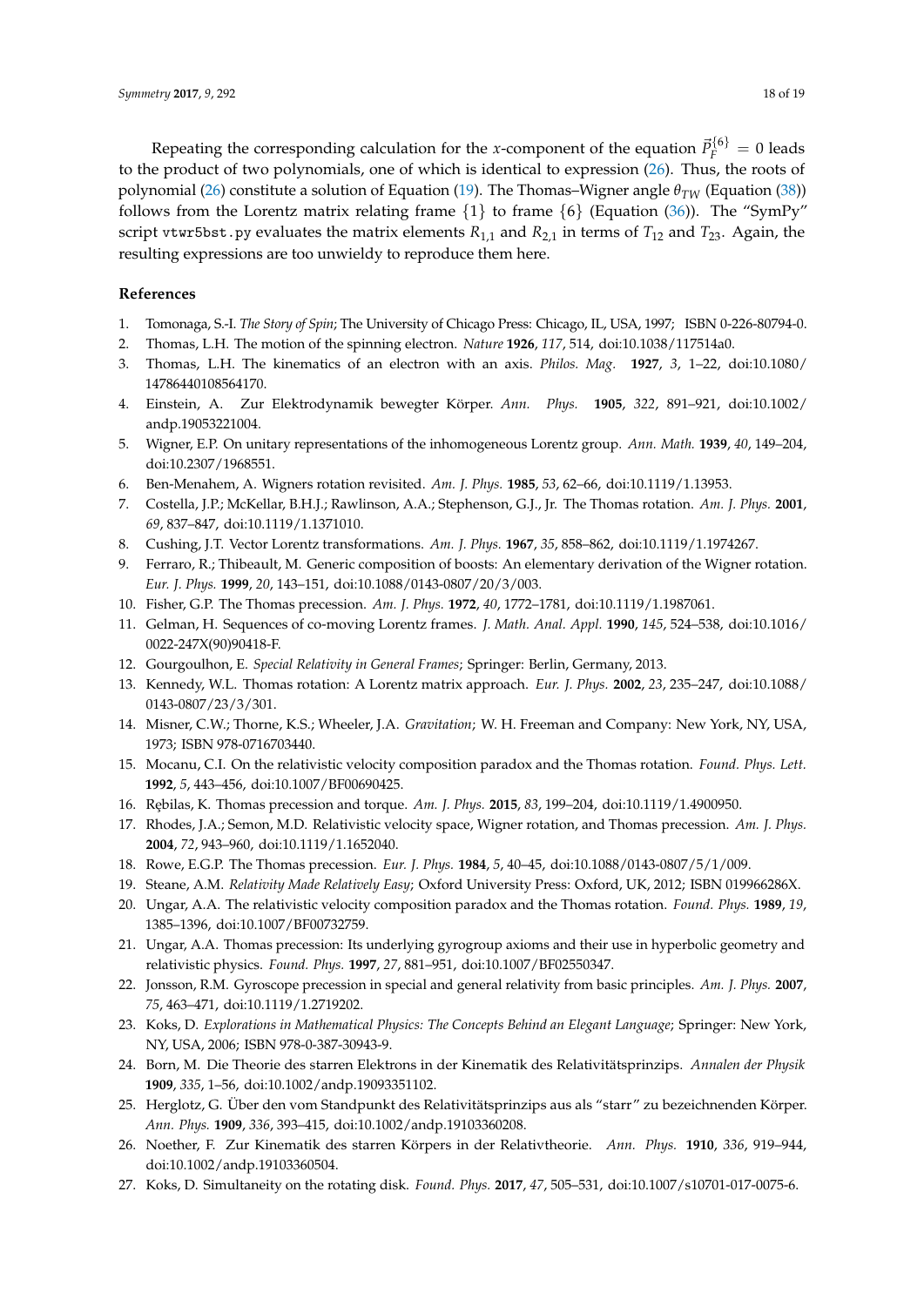Repeating the corresponding calculation for the $x$-component of the equation $\vec{P}_F^{\{6\}} = 0$ leads to the product of two polynomials, one of which is identical to expression (26). Thus, the roots of polynomial (26) constitute a solution of Equation (19). The Thomas–Wigner angle $\theta_{TW}$ (Equation (38)) follows from the Lorentz matrix relating frame $\{1\}$ to frame $\{6\}$ (Equation (36)). The "SymPy" script `vtwr5bst.py` evaluates the matrix elements $R_{1,1}$ and $R_{2,1}$ in terms of $T_{12}$ and $T_{23}$. Again, the resulting expressions are too unwieldy to reproduce them here.

## References

1. Tomonaga, S.-I. *The Story of Spin*; The University of Chicago Press: Chicago, IL, USA, 1997; ISBN 0-226-80794-0.
2. Thomas, L.H. The motion of the spinning electron. *Nature* **1926**, *117*, 514, doi:10.1038/117514a0.
3. Thomas, L.H. The kinematics of an electron with an axis. *Philos. Mag.* **1927**, *3*, 1–22, doi:10.1080/14786440108564170.
4. Einstein, A. Zur Elektrodynamik bewegter Körper. *Ann. Phys.* **1905**, *322*, 891–921, doi:10.1002/andp.19053221004.
5. Wigner, E.P. On unitary representations of the inhomogeneous Lorentz group. *Ann. Math.* **1939**, *40*, 149–204, doi:10.2307/1968551.
6. Ben-Menahem, A. Wigners rotation revisited. *Am. J. Phys.* **1985**, *53*, 62–66, doi:10.1119/1.13953.
7. Costella, J.P.; McKellar, B.H.J.; Rawlinson, A.A.; Stephenson, G.J., Jr. The Thomas rotation. *Am. J. Phys.* **2001**, *69*, 837–847, doi:10.1119/1.1371010.
8. Cushing, J.T. Vector Lorentz transformations. *Am. J. Phys.* **1967**, *35*, 858–862, doi:10.1119/1.1974267.
9. Ferraro, R.; Thibeault, M. Generic composition of boosts: An elementary derivation of the Wigner rotation. *Eur. J. Phys.* **1999**, *20*, 143–151, doi:10.1088/0143-0807/20/3/003.
10. Fisher, G.P. The Thomas precession. *Am. J. Phys.* **1972**, *40*, 1772–1781, doi:10.1119/1.1987061.
11. Gelman, H. Sequences of co-moving Lorentz frames. *J. Math. Anal. Appl.* **1990**, *145*, 524–538, doi:10.1016/0022-247X(90)90418-F.
12. Gourgoulhon, E. *Special Relativity in General Frames*; Springer: Berlin, Germany, 2013.
13. Kennedy, W.L. Thomas rotation: A Lorentz matrix approach. *Eur. J. Phys.* **2002**, *23*, 235–247, doi:10.1088/0143-0807/23/3/301.
14. Misner, C.W.; Thorne, K.S.; Wheeler, J.A. *Gravitation*; W. H. Freeman and Company: New York, NY, USA, 1973; ISBN 978-0716703440.
15. Mocanu, C.I. On the relativistic velocity composition paradox and the Thomas rotation. *Found. Phys. Lett.* **1992**, *5*, 443–456, doi:10.1007/BF00690425.
16. Rębilas, K. Thomas precession and torque. *Am. J. Phys.* **2015**, *83*, 199–204, doi:10.1119/1.4900950.
17. Rhodes, J.A.; Semon, M.D. Relativistic velocity space, Wigner rotation, and Thomas precession. *Am. J. Phys.* **2004**, *72*, 943–960, doi:10.1119/1.1652040.
18. Rowe, E.G.P. The Thomas precession. *Eur. J. Phys.* **1984**, *5*, 40–45, doi:10.1088/0143-0807/5/1/009.
19. Steane, A.M. *Relativity Made Relatively Easy*; Oxford University Press: Oxford, UK, 2012; ISBN 019966286X.
20. Ungar, A.A. The relativistic velocity composition paradox and the Thomas rotation. *Found. Phys.* **1989**, *19*, 1385–1396, doi:10.1007/BF00732759.
21. Ungar, A.A. Thomas precession: Its underlying gyrogroup axioms and their use in hyperbolic geometry and relativistic physics. *Found. Phys.* **1997**, *27*, 881–951, doi:10.1007/BF02550347.
22. Jonsson, R.M. Gyroscope precession in special and general relativity from basic principles. *Am. J. Phys.* **2007**, *75*, 463–471, doi:10.1119/1.2719202.
23. Koks, D. *Explorations in Mathematical Physics: The Concepts Behind an Elegant Language*; Springer: New York, NY, USA, 2006; ISBN 978-0-387-30943-9.
24. Born, M. Die Theorie des starren Elektrons in der Kinematik des Relativitätsprinzips. *Annalen der Physik* **1909**, *335*, 1–56, doi:10.1002/andp.19093351102.
25. Herglotz, G. Über den vom Standpunkt des Relativitätsprinzips aus als "starr" zu bezeichnenden Körper. *Ann. Phys.* **1909**, *336*, 393–415, doi:10.1002/andp.19103360208.
26. Noether, F. Zur Kinematik des starren Körpers in der Relativtheorie. *Ann. Phys.* **1910**, *336*, 919–944, doi:10.1002/andp.19103360504.
27. Koks, D. Simultaneity on the rotating disk. *Found. Phys.* **2017**, *47*, 505–531, doi:10.1007/s10701-017-0075-6.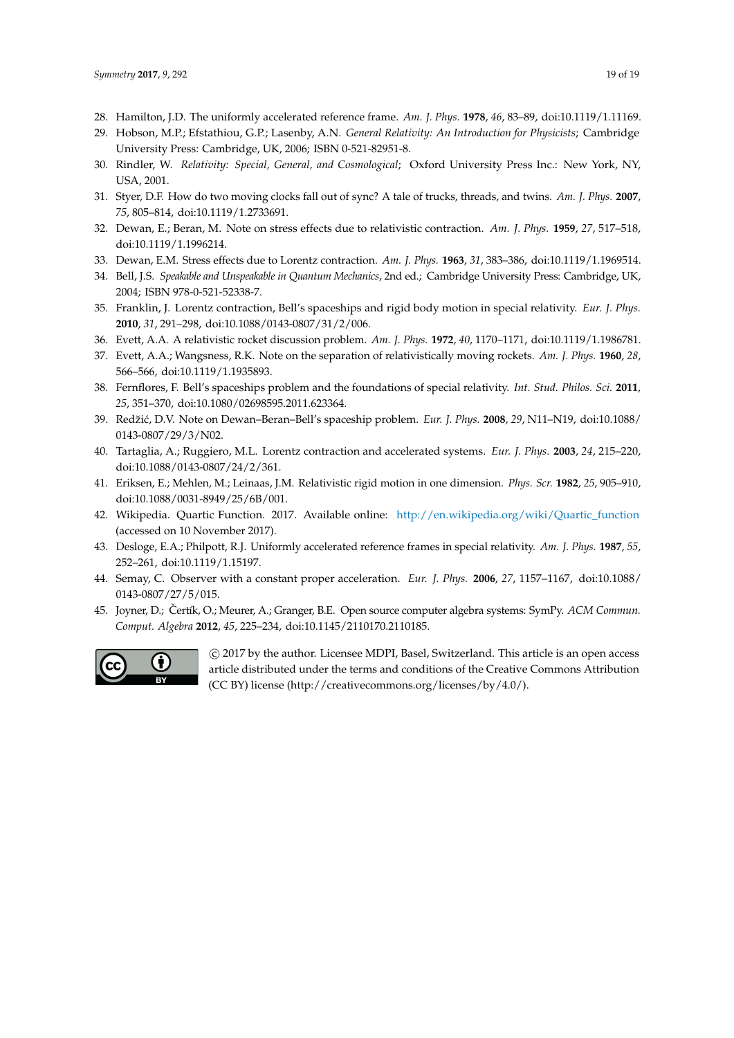28. Hamilton, J.D. The uniformly accelerated reference frame. *Am. J. Phys.* **1978**, *46*, 83–89, doi:10.1119/1.11169.
29. Hobson, M.P.; Efstathiou, G.P.; Lasenby, A.N. *General Relativity: An Introduction for Physicists*; Cambridge University Press: Cambridge, UK, 2006; ISBN 0-521-82951-8.
30. Rindler, W. *Relativity: Special, General, and Cosmological*; Oxford University Press Inc.: New York, NY, USA, 2001.
31. Styer, D.F. How do two moving clocks fall out of sync? A tale of trucks, threads, and twins. *Am. J. Phys.* **2007**, *75*, 805–814, doi:10.1119/1.2733691.
32. Dewan, E.; Beran, M. Note on stress effects due to relativistic contraction. *Am. J. Phys.* **1959**, *27*, 517–518, doi:10.1119/1.1996214.
33. Dewan, E.M. Stress effects due to Lorentz contraction. *Am. J. Phys.* **1963**, *31*, 383–386, doi:10.1119/1.1969514.
34. Bell, J.S. *Speakable and Unspeakable in Quantum Mechanics*, 2nd ed.; Cambridge University Press: Cambridge, UK, 2004; ISBN 978-0-521-52338-7.
35. Franklin, J. Lorentz contraction, Bell's spaceships and rigid body motion in special relativity. *Eur. J. Phys.* **2010**, *31*, 291–298, doi:10.1088/0143-0807/31/2/006.
36. Evett, A.A. A relativistic rocket discussion problem. *Am. J. Phys.* **1972**, *40*, 1170–1171, doi:10.1119/1.1986781.
37. Evett, A.A.; Wangsness, R.K. Note on the separation of relativistically moving rockets. *Am. J. Phys.* **1960**, *28*, 566–566, doi:10.1119/1.1935893.
38. Fernflores, F. Bell's spaceships problem and the foundations of special relativity. *Int. Stud. Philos. Sci.* **2011**, *25*, 351–370, doi:10.1080/02698595.2011.623364.
39. Redžić, D.V. Note on Dewan–Beran–Bell's spaceship problem. *Eur. J. Phys.* **2008**, *29*, N11–N19, doi:10.1088/0143-0807/29/3/N02.
40. Tartaglia, A.; Ruggiero, M.L. Lorentz contraction and accelerated systems. *Eur. J. Phys.* **2003**, *24*, 215–220, doi:10.1088/0143-0807/24/2/361.
41. Eriksen, E.; Mehlen, M.; Leinaas, J.M. Relativistic rigid motion in one dimension. *Phys. Scr.* **1982**, *25*, 905–910, doi:10.1088/0031-8949/25/6B/001.
42. Wikipedia. Quartic Function. 2017. Available online: http://en.wikipedia.org/wiki/Quartic_function (accessed on 10 November 2017).
43. Desloge, E.A.; Philpott, R.J. Uniformly accelerated reference frames in special relativity. *Am. J. Phys.* **1987**, *55*, 252–261, doi:10.1119/1.15197.
44. Semay, C. Observer with a constant proper acceleration. *Eur. J. Phys.* **2006**, *27*, 1157–1167, doi:10.1088/0143-0807/27/5/015.
45. Joyner, D.; Čertík, O.; Meurer, A.; Granger, B.E. Open source computer algebra systems: SymPy. *ACM Commun. Comput. Algebra* **2012**, *45*, 225–234, doi:10.1145/2110170.2110185.

© 2017 by the author. Licensee MDPI, Basel, Switzerland. This article is an open access article distributed under the terms and conditions of the Creative Commons Attribution (CC BY) license (http://creativecommons.org/licenses/by/4.0/).